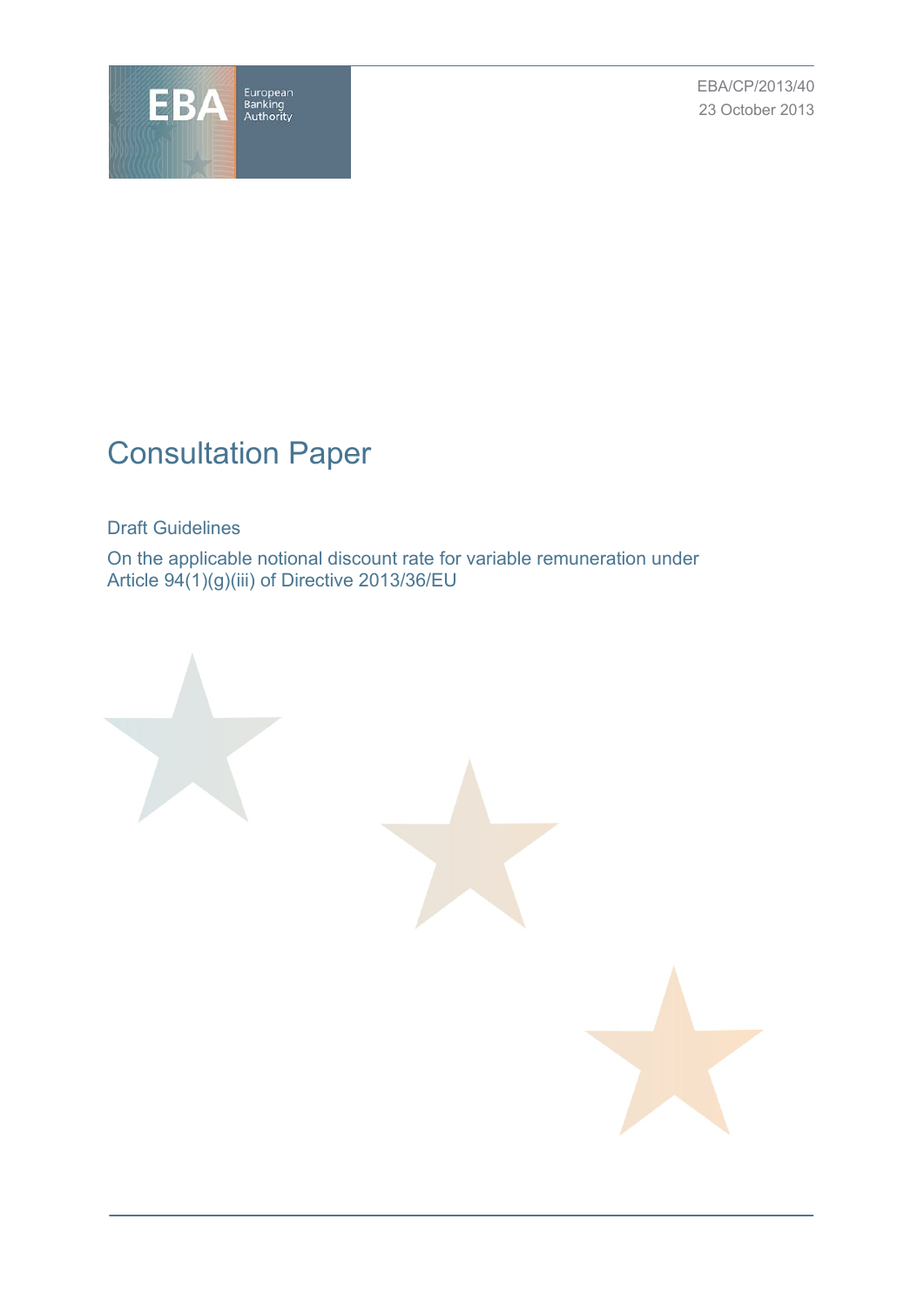EBA/CP/2013/40

23 October 2013

# Consultation Paper

## Draft Guidelines

On the applicable notional discount rate for variable remuneration under Article 94(1)(g)(iii) of Directive 2013/36/EU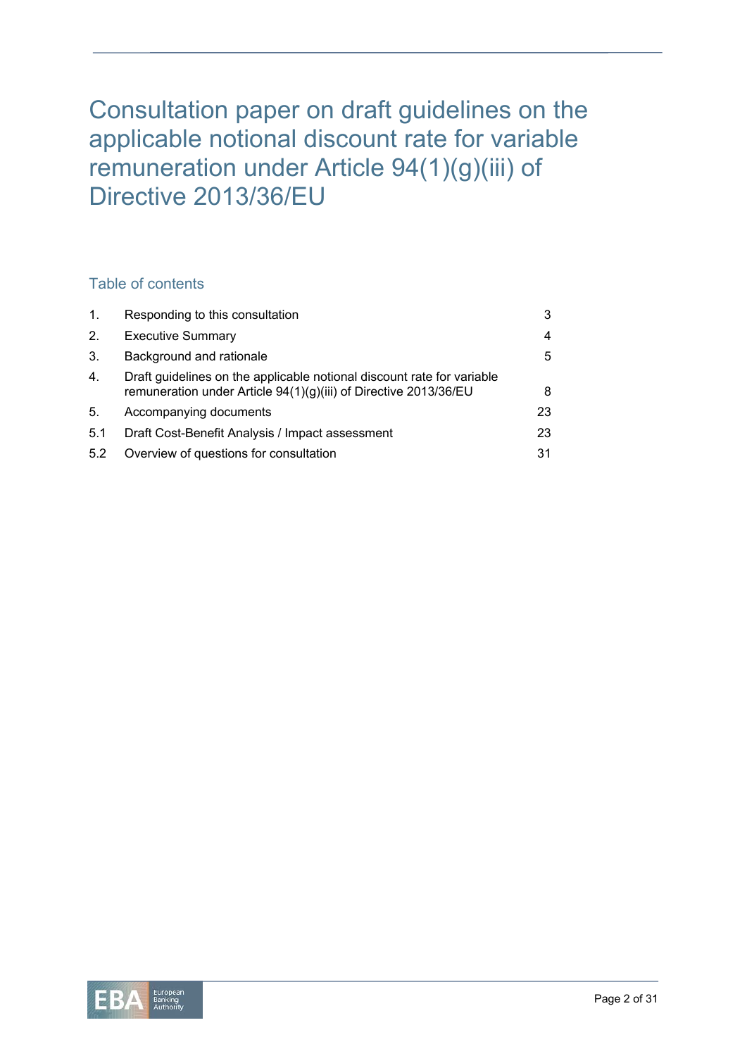# Consultation paper on draft guidelines on the applicable notional discount rate for variable remuneration under Article 94(1)(g)(iii) of Directive 2013/36/EU

## Table of contents

| | | |
|---|---|---|
| 1. | Responding to this consultation | 3 |
| 2. | Executive Summary | 4 |
| 3. | Background and rationale | 5 |
| 4. | Draft guidelines on the applicable notional discount rate for variable remuneration under Article 94(1)(g)(iii) of Directive 2013/36/EU | 8 |
| 5. | Accompanying documents | 23 |
| 5.1 | Draft Cost-Benefit Analysis / Impact assessment | 23 |
| 5.2 | Overview of questions for consultation | 31 |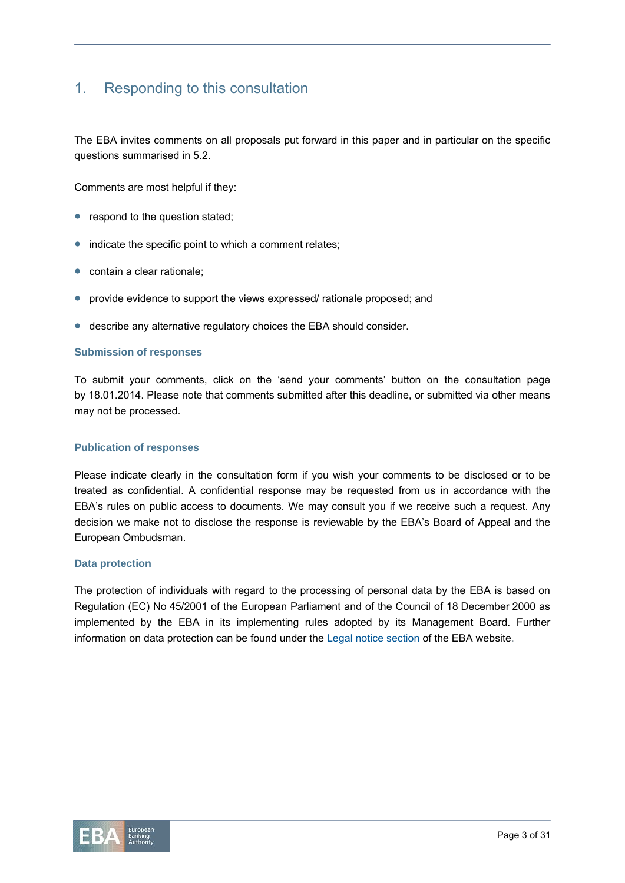# 1. Responding to this consultation

The EBA invites comments on all proposals put forward in this paper and in particular on the specific questions summarised in 5.2.

Comments are most helpful if they:

- respond to the question stated;
- indicate the specific point to which a comment relates;
- contain a clear rationale;
- provide evidence to support the views expressed/ rationale proposed; and
- describe any alternative regulatory choices the EBA should consider.

### Submission of responses

To submit your comments, click on the 'send your comments' button on the consultation page by 18.01.2014. Please note that comments submitted after this deadline, or submitted via other means may not be processed.

### Publication of responses

Please indicate clearly in the consultation form if you wish your comments to be disclosed or to be treated as confidential. A confidential response may be requested from us in accordance with the EBA's rules on public access to documents. We may consult you if we receive such a request. Any decision we make not to disclose the response is reviewable by the EBA's Board of Appeal and the European Ombudsman.

### Data protection

The protection of individuals with regard to the processing of personal data by the EBA is based on Regulation (EC) No 45/2001 of the European Parliament and of the Council of 18 December 2000 as implemented by the EBA in its implementing rules adopted by its Management Board. Further information on data protection can be found under the Legal notice section of the EBA website.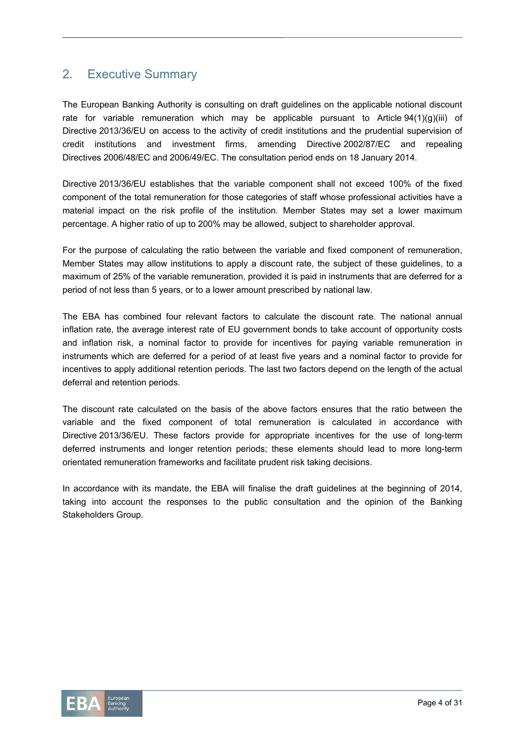## 2. Executive Summary

The European Banking Authority is consulting on draft guidelines on the applicable notional discount rate for variable remuneration which may be applicable pursuant to Article 94(1)(g)(iii) of Directive 2013/36/EU on access to the activity of credit institutions and the prudential supervision of credit institutions and investment firms, amending Directive 2002/87/EC and repealing Directives 2006/48/EC and 2006/49/EC. The consultation period ends on 18 January 2014.

Directive 2013/36/EU establishes that the variable component shall not exceed 100% of the fixed component of the total remuneration for those categories of staff whose professional activities have a material impact on the risk profile of the institution. Member States may set a lower maximum percentage. A higher ratio of up to 200% may be allowed, subject to shareholder approval.

For the purpose of calculating the ratio between the variable and fixed component of remuneration, Member States may allow institutions to apply a discount rate, the subject of these guidelines, to a maximum of 25% of the variable remuneration, provided it is paid in instruments that are deferred for a period of not less than 5 years, or to a lower amount prescribed by national law.

The EBA has combined four relevant factors to calculate the discount rate. The national annual inflation rate, the average interest rate of EU government bonds to take account of opportunity costs and inflation risk, a nominal factor to provide for incentives for paying variable remuneration in instruments which are deferred for a period of at least five years and a nominal factor to provide for incentives to apply additional retention periods. The last two factors depend on the length of the actual deferral and retention periods.

The discount rate calculated on the basis of the above factors ensures that the ratio between the variable and the fixed component of total remuneration is calculated in accordance with Directive 2013/36/EU. These factors provide for appropriate incentives for the use of long-term deferred instruments and longer retention periods; these elements should lead to more long-term orientated remuneration frameworks and facilitate prudent risk taking decisions.

In accordance with its mandate, the EBA will finalise the draft guidelines at the beginning of 2014, taking into account the responses to the public consultation and the opinion of the Banking Stakeholders Group.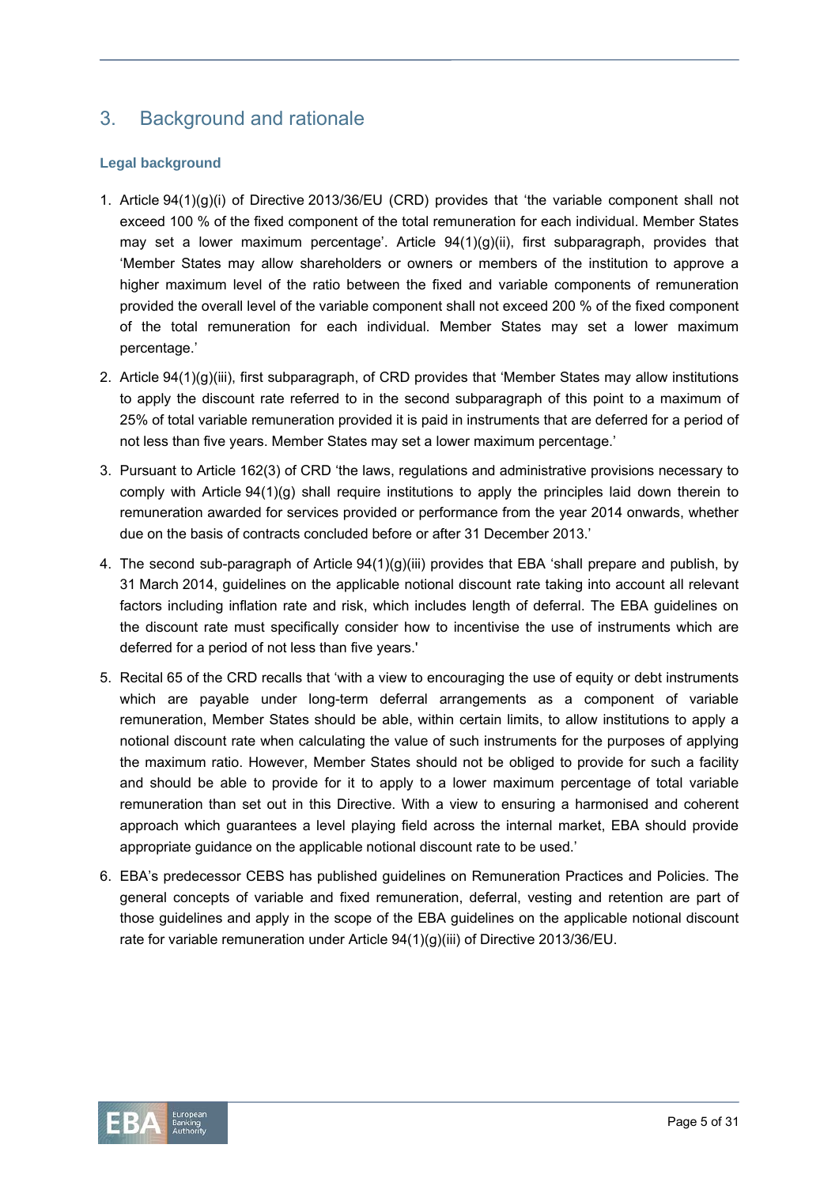## 3. Background and rationale

### Legal background

1. Article 94(1)(g)(i) of Directive 2013/36/EU (CRD) provides that 'the variable component shall not exceed 100 % of the fixed component of the total remuneration for each individual. Member States may set a lower maximum percentage'. Article 94(1)(g)(ii), first subparagraph, provides that 'Member States may allow shareholders or owners or members of the institution to approve a higher maximum level of the ratio between the fixed and variable components of remuneration provided the overall level of the variable component shall not exceed 200 % of the fixed component of the total remuneration for each individual. Member States may set a lower maximum percentage.'

2. Article 94(1)(g)(iii), first subparagraph, of CRD provides that 'Member States may allow institutions to apply the discount rate referred to in the second subparagraph of this point to a maximum of 25% of total variable remuneration provided it is paid in instruments that are deferred for a period of not less than five years. Member States may set a lower maximum percentage.'

3. Pursuant to Article 162(3) of CRD 'the laws, regulations and administrative provisions necessary to comply with Article 94(1)(g) shall require institutions to apply the principles laid down therein to remuneration awarded for services provided or performance from the year 2014 onwards, whether due on the basis of contracts concluded before or after 31 December 2013.'

4. The second sub-paragraph of Article 94(1)(g)(iii) provides that EBA 'shall prepare and publish, by 31 March 2014, guidelines on the applicable notional discount rate taking into account all relevant factors including inflation rate and risk, which includes length of deferral. The EBA guidelines on the discount rate must specifically consider how to incentivise the use of instruments which are deferred for a period of not less than five years.'

5. Recital 65 of the CRD recalls that 'with a view to encouraging the use of equity or debt instruments which are payable under long-term deferral arrangements as a component of variable remuneration, Member States should be able, within certain limits, to allow institutions to apply a notional discount rate when calculating the value of such instruments for the purposes of applying the maximum ratio. However, Member States should not be obliged to provide for such a facility and should be able to provide for it to apply to a lower maximum percentage of total variable remuneration than set out in this Directive. With a view to ensuring a harmonised and coherent approach which guarantees a level playing field across the internal market, EBA should provide appropriate guidance on the applicable notional discount rate to be used.'

6. EBA's predecessor CEBS has published guidelines on Remuneration Practices and Policies. The general concepts of variable and fixed remuneration, deferral, vesting and retention are part of those guidelines and apply in the scope of the EBA guidelines on the applicable notional discount rate for variable remuneration under Article 94(1)(g)(iii) of Directive 2013/36/EU.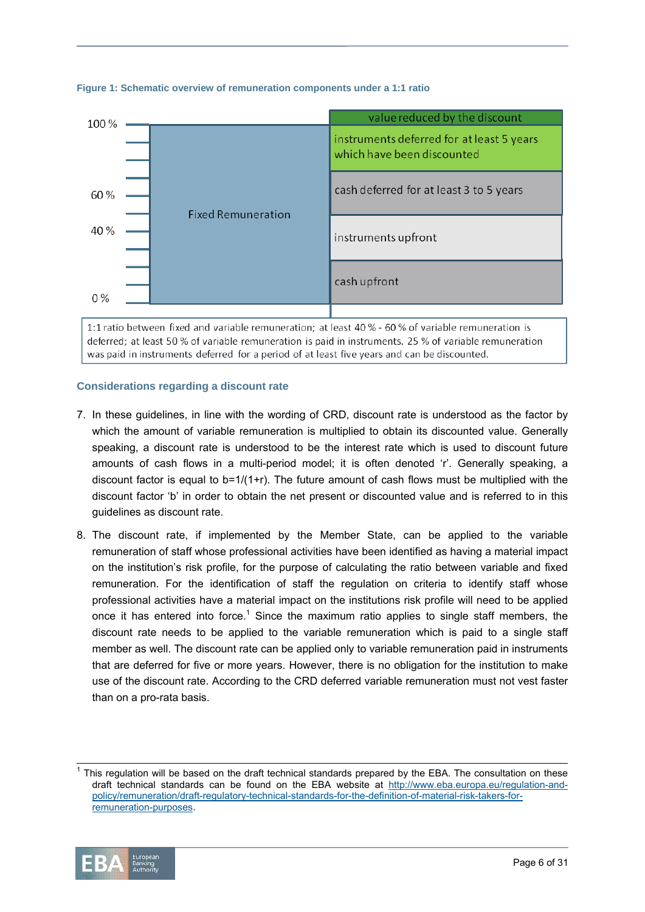**Figure 1: Schematic overview of remuneration components under a 1:1 ratio**

| | Fixed Remuneration | Variable Remuneration |
|---|---|---|
| 100 % | | value reduced by the discount |
| | | instruments deferred for at least 5 years which have been discounted |
| 60 % | | cash deferred for at least 3 to 5 years |
| 40 % | | instruments upfront |
| 0 % | | cash upfront |

1:1 ratio between fixed and variable remuneration; at least 40 % - 60 % of variable remuneration is deferred; at least 50 % of variable remuneration is paid in instruments. 25 % of variable remuneration was paid in instruments deferred for a period of at least five years and can be discounted.

### Considerations regarding a discount rate

7. In these guidelines, in line with the wording of CRD, discount rate is understood as the factor by which the amount of variable remuneration is multiplied to obtain its discounted value. Generally speaking, a discount rate is understood to be the interest rate which is used to discount future amounts of cash flows in a multi-period model; it is often denoted 'r'. Generally speaking, a discount factor is equal to $b=1/(1+r)$. The future amount of cash flows must be multiplied with the discount factor 'b' in order to obtain the net present or discounted value and is referred to in this guidelines as discount rate.

8. The discount rate, if implemented by the Member State, can be applied to the variable remuneration of staff whose professional activities have been identified as having a material impact on the institution's risk profile, for the purpose of calculating the ratio between variable and fixed remuneration. For the identification of staff the regulation on criteria to identify staff whose professional activities have a material impact on the institutions risk profile will need to be applied once it has entered into force.[1] Since the maximum ratio applies to single staff members, the discount rate needs to be applied to the variable remuneration which is paid to a single staff member as well. The discount rate can be applied only to variable remuneration paid in instruments that are deferred for five or more years. However, there is no obligation for the institution to make use of the discount rate. According to the CRD deferred variable remuneration must not vest faster than on a pro-rata basis.

[1] This regulation will be based on the draft technical standards prepared by the EBA. The consultation on these draft technical standards can be found on the EBA website at http://www.eba.europa.eu/regulation-and-policy/remuneration/draft-regulatory-technical-standards-for-the-definition-of-material-risk-takers-for-remuneration-purposes.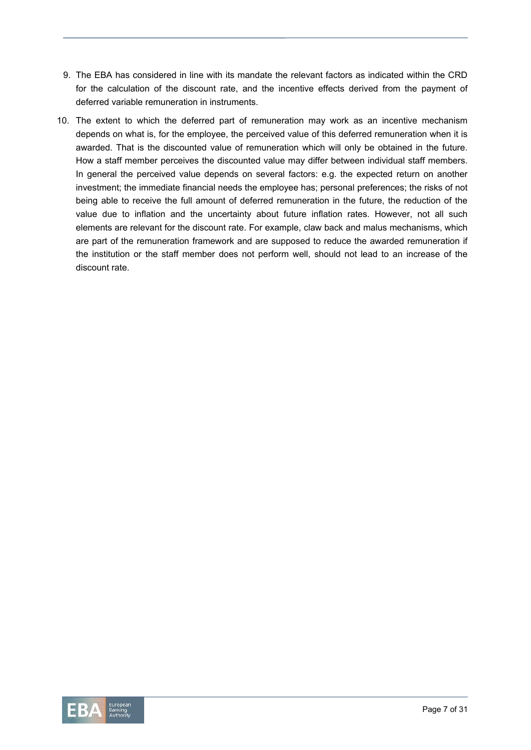9. The EBA has considered in line with its mandate the relevant factors as indicated within the CRD for the calculation of the discount rate, and the incentive effects derived from the payment of deferred variable remuneration in instruments.

10. The extent to which the deferred part of remuneration may work as an incentive mechanism depends on what is, for the employee, the perceived value of this deferred remuneration when it is awarded. That is the discounted value of remuneration which will only be obtained in the future. How a staff member perceives the discounted value may differ between individual staff members. In general the perceived value depends on several factors: e.g. the expected return on another investment; the immediate financial needs the employee has; personal preferences; the risks of not being able to receive the full amount of deferred remuneration in the future, the reduction of the value due to inflation and the uncertainty about future inflation rates. However, not all such elements are relevant for the discount rate. For example, claw back and malus mechanisms, which are part of the remuneration framework and are supposed to reduce the awarded remuneration if the institution or the staff member does not perform well, should not lead to an increase of the discount rate.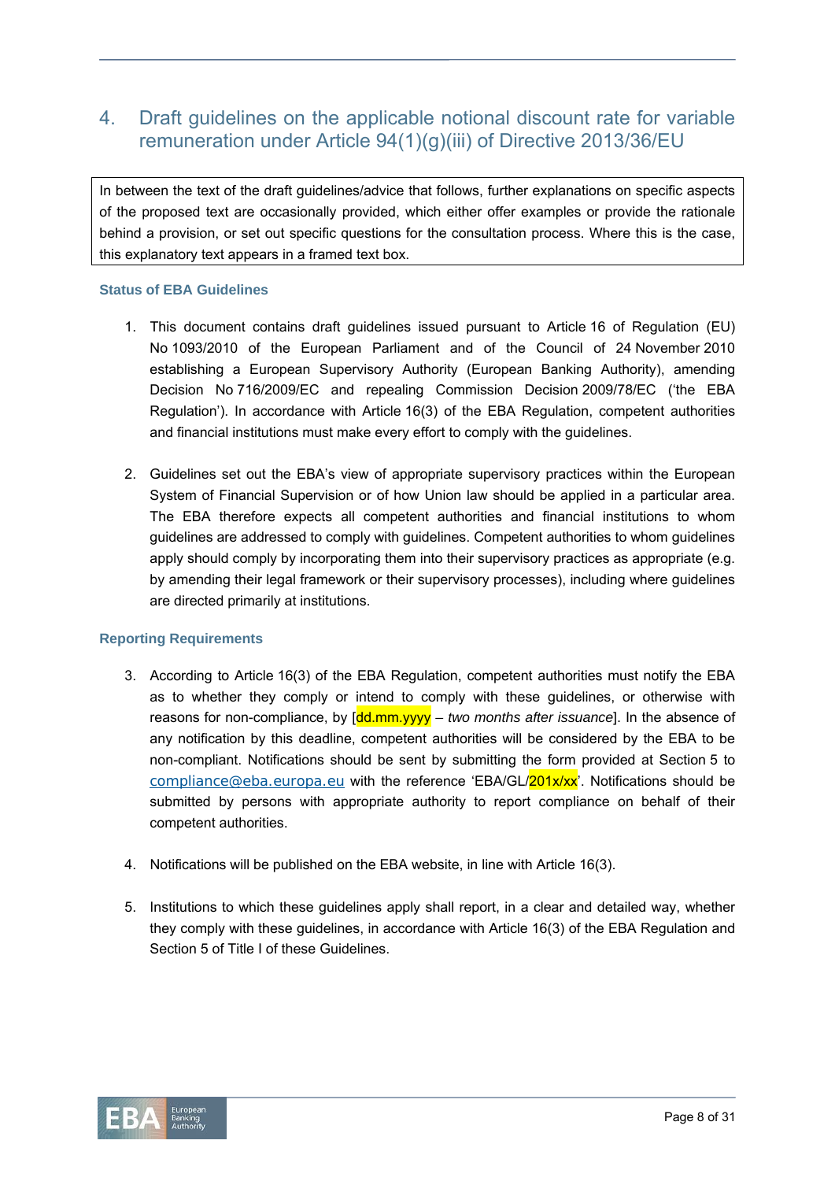# 4. Draft guidelines on the applicable notional discount rate for variable remuneration under Article 94(1)(g)(iii) of Directive 2013/36/EU

> In between the text of the draft guidelines/advice that follows, further explanations on specific aspects of the proposed text are occasionally provided, which either offer examples or provide the rationale behind a provision, or set out specific questions for the consultation process. Where this is the case, this explanatory text appears in a framed text box.

### Status of EBA Guidelines

1. This document contains draft guidelines issued pursuant to Article 16 of Regulation (EU) No 1093/2010 of the European Parliament and of the Council of 24 November 2010 establishing a European Supervisory Authority (European Banking Authority), amending Decision No 716/2009/EC and repealing Commission Decision 2009/78/EC ('the EBA Regulation'). In accordance with Article 16(3) of the EBA Regulation, competent authorities and financial institutions must make every effort to comply with the guidelines.

2. Guidelines set out the EBA's view of appropriate supervisory practices within the European System of Financial Supervision or of how Union law should be applied in a particular area. The EBA therefore expects all competent authorities and financial institutions to whom guidelines are addressed to comply with guidelines. Competent authorities to whom guidelines apply should comply by incorporating them into their supervisory practices as appropriate (e.g. by amending their legal framework or their supervisory processes), including where guidelines are directed primarily at institutions.

### Reporting Requirements

3. According to Article 16(3) of the EBA Regulation, competent authorities must notify the EBA as to whether they comply or intend to comply with these guidelines, or otherwise with reasons for non-compliance, by [dd.mm.yyyy – *two months after issuance*]. In the absence of any notification by this deadline, competent authorities will be considered by the EBA to be non-compliant. Notifications should be sent by submitting the form provided at Section 5 to compliance@eba.europa.eu with the reference 'EBA/GL/201x/xx'. Notifications should be submitted by persons with appropriate authority to report compliance on behalf of their competent authorities.

4. Notifications will be published on the EBA website, in line with Article 16(3).

5. Institutions to which these guidelines apply shall report, in a clear and detailed way, whether they comply with these guidelines, in accordance with Article 16(3) of the EBA Regulation and Section 5 of Title I of these Guidelines.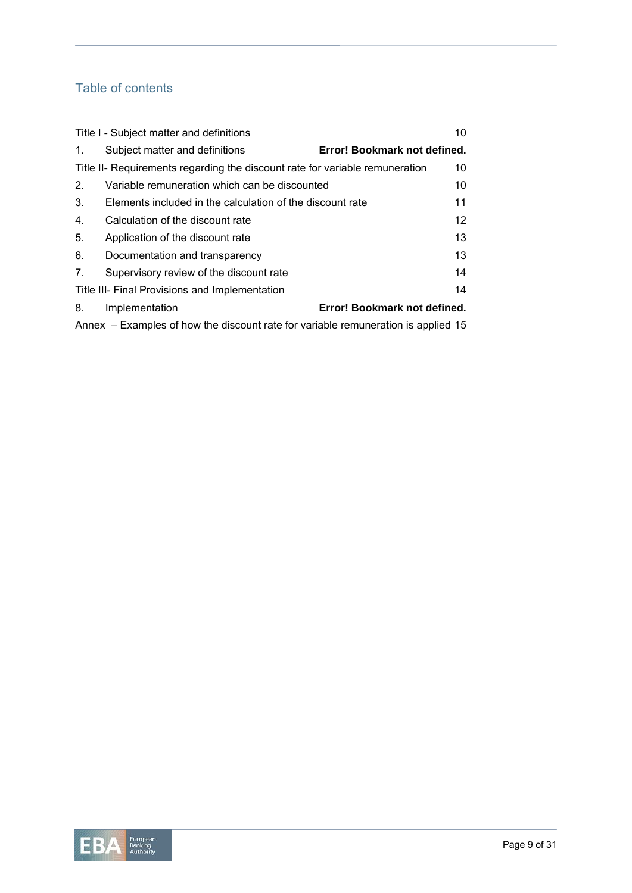## Table of contents

Title I - Subject matter and definitions 10

1. Subject matter and definitions **Error! Bookmark not defined.**

Title II- Requirements regarding the discount rate for variable remuneration 10

2. Variable remuneration which can be discounted 10
3. Elements included in the calculation of the discount rate 11
4. Calculation of the discount rate 12
5. Application of the discount rate 13
6. Documentation and transparency 13
7. Supervisory review of the discount rate 14

Title III- Final Provisions and Implementation 14

8. Implementation **Error! Bookmark not defined.**

Annex – Examples of how the discount rate for variable remuneration is applied 15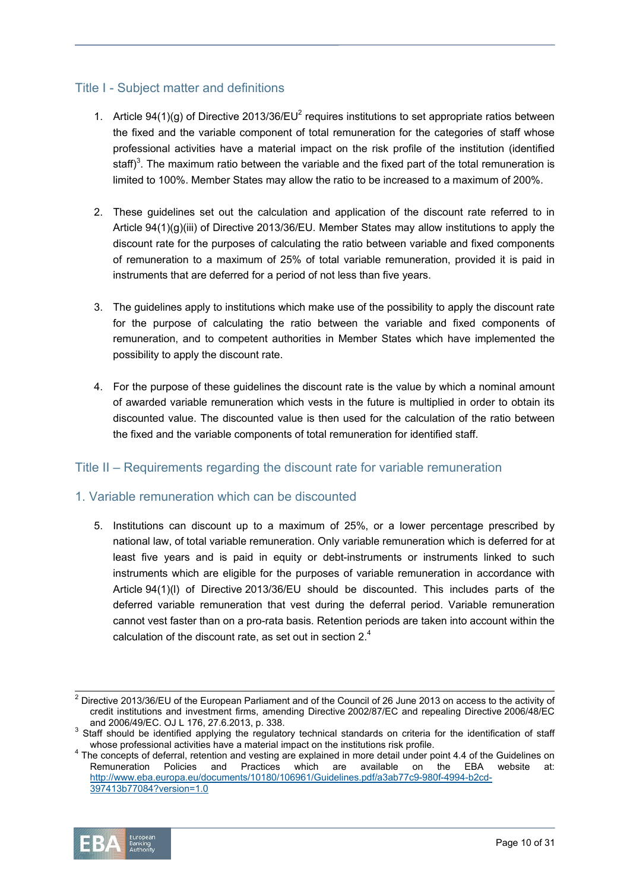## Title I - Subject matter and definitions

1. Article 94(1)(g) of Directive 2013/36/EU[2] requires institutions to set appropriate ratios between the fixed and the variable component of total remuneration for the categories of staff whose professional activities have a material impact on the risk profile of the institution (identified staff)[3]. The maximum ratio between the variable and the fixed part of the total remuneration is limited to 100%. Member States may allow the ratio to be increased to a maximum of 200%.

2. These guidelines set out the calculation and application of the discount rate referred to in Article 94(1)(g)(iii) of Directive 2013/36/EU. Member States may allow institutions to apply the discount rate for the purposes of calculating the ratio between variable and fixed components of remuneration to a maximum of 25% of total variable remuneration, provided it is paid in instruments that are deferred for a period of not less than five years.

3. The guidelines apply to institutions which make use of the possibility to apply the discount rate for the purpose of calculating the ratio between the variable and fixed components of remuneration, and to competent authorities in Member States which have implemented the possibility to apply the discount rate.

4. For the purpose of these guidelines the discount rate is the value by which a nominal amount of awarded variable remuneration which vests in the future is multiplied in order to obtain its discounted value. The discounted value is then used for the calculation of the ratio between the fixed and the variable components of total remuneration for identified staff.

## Title II – Requirements regarding the discount rate for variable remuneration

### 1. Variable remuneration which can be discounted

5. Institutions can discount up to a maximum of 25%, or a lower percentage prescribed by national law, of total variable remuneration. Only variable remuneration which is deferred for at least five years and is paid in equity or debt-instruments or instruments linked to such instruments which are eligible for the purposes of variable remuneration in accordance with Article 94(1)(l) of Directive 2013/36/EU should be discounted. This includes parts of the deferred variable remuneration that vest during the deferral period. Variable remuneration cannot vest faster than on a pro-rata basis. Retention periods are taken into account within the calculation of the discount rate, as set out in section 2.[4]

---

[2] Directive 2013/36/EU of the European Parliament and of the Council of 26 June 2013 on access to the activity of credit institutions and investment firms, amending Directive 2002/87/EC and repealing Directive 2006/48/EC and 2006/49/EC. OJ L 176, 27.6.2013, p. 338.

[3] Staff should be identified applying the regulatory technical standards on criteria for the identification of staff whose professional activities have a material impact on the institutions risk profile.

[4] The concepts of deferral, retention and vesting are explained in more detail under point 4.4 of the Guidelines on Remuneration Policies and Practices which are available on the EBA website at: http://www.eba.europa.eu/documents/10180/106961/Guidelines.pdf/a3ab77c9-980f-4994-b2cd-397413b77084?version=1.0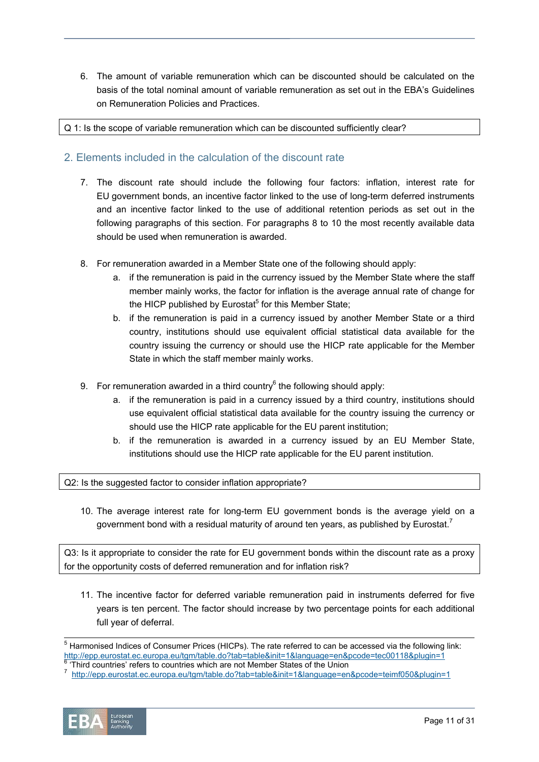6. The amount of variable remuneration which can be discounted should be calculated on the basis of the total nominal amount of variable remuneration as set out in the EBA's Guidelines on Remuneration Policies and Practices.

Q 1: Is the scope of variable remuneration which can be discounted sufficiently clear?

## 2. Elements included in the calculation of the discount rate

7. The discount rate should include the following four factors: inflation, interest rate for EU government bonds, an incentive factor linked to the use of long-term deferred instruments and an incentive factor linked to the use of additional retention periods as set out in the following paragraphs of this section. For paragraphs 8 to 10 the most recently available data should be used when remuneration is awarded.

8. For remuneration awarded in a Member State one of the following should apply:
   a. if the remuneration is paid in the currency issued by the Member State where the staff member mainly works, the factor for inflation is the average annual rate of change for the HICP published by Eurostat[5] for this Member State;
   b. if the remuneration is paid in a currency issued by another Member State or a third country, institutions should use equivalent official statistical data available for the country issuing the currency or should use the HICP rate applicable for the Member State in which the staff member mainly works.

9. For remuneration awarded in a third country[6] the following should apply:
   a. if the remuneration is paid in a currency issued by a third country, institutions should use equivalent official statistical data available for the country issuing the currency or should use the HICP rate applicable for the EU parent institution;
   b. if the remuneration is awarded in a currency issued by an EU Member State, institutions should use the HICP rate applicable for the EU parent institution.

Q2: Is the suggested factor to consider inflation appropriate?

10. The average interest rate for long-term EU government bonds is the average yield on a government bond with a residual maturity of around ten years, as published by Eurostat.[7]

Q3: Is it appropriate to consider the rate for EU government bonds within the discount rate as a proxy for the opportunity costs of deferred remuneration and for inflation risk?

11. The incentive factor for deferred variable remuneration paid in instruments deferred for five years is ten percent. The factor should increase by two percentage points for each additional full year of deferral.

---

[5] Harmonised Indices of Consumer Prices (HICPs). The rate referred to can be accessed via the following link: http://epp.eurostat.ec.europa.eu/tgm/table.do?tab=table&init=1&language=en&pcode=tec00118&plugin=1

[6] 'Third countries' refers to countries which are not Member States of the Union

[7] http://epp.eurostat.ec.europa.eu/tgm/table.do?tab=table&init=1&language=en&pcode=teimf050&plugin=1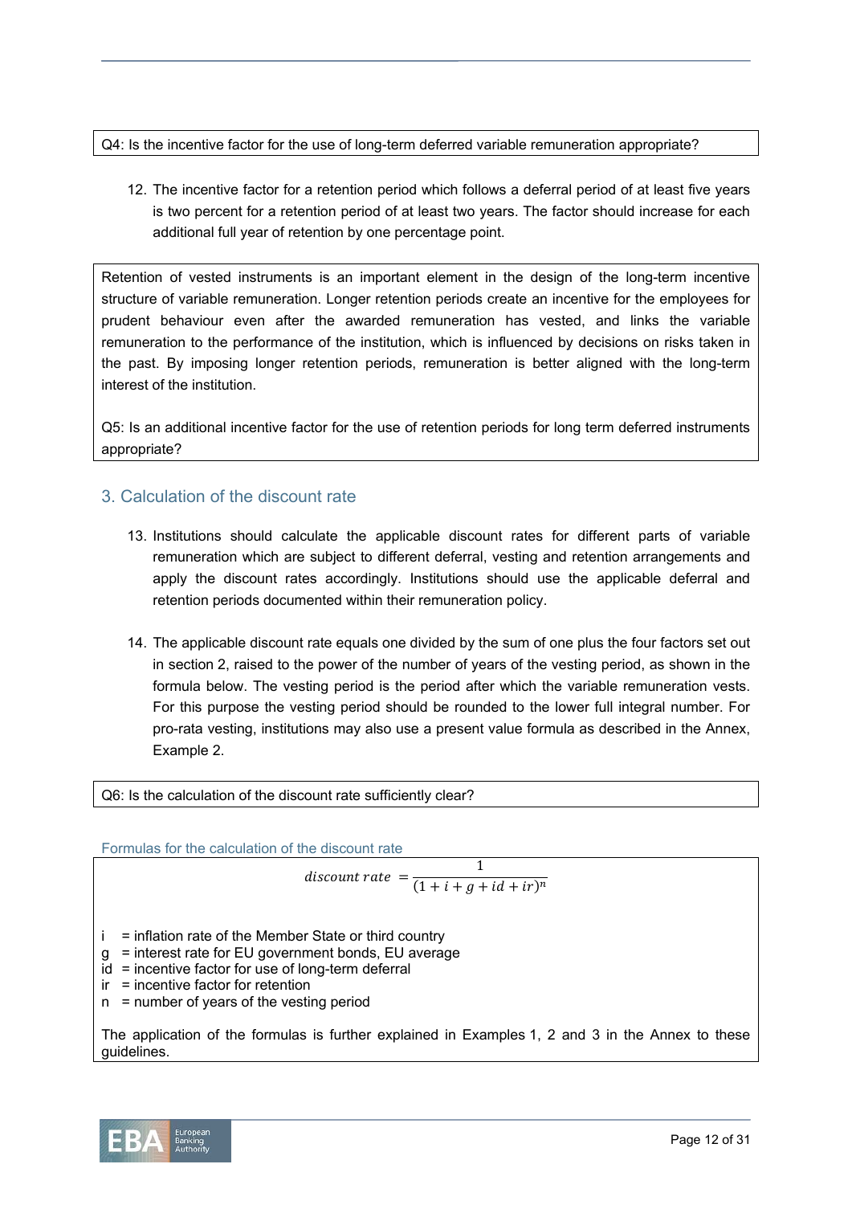Q4: Is the incentive factor for the use of long-term deferred variable remuneration appropriate?

12. The incentive factor for a retention period which follows a deferral period of at least five years is two percent for a retention period of at least two years. The factor should increase for each additional full year of retention by one percentage point.

Retention of vested instruments is an important element in the design of the long-term incentive structure of variable remuneration. Longer retention periods create an incentive for the employees for prudent behaviour even after the awarded remuneration has vested, and links the variable remuneration to the performance of the institution, which is influenced by decisions on risks taken in the past. By imposing longer retention periods, remuneration is better aligned with the long-term interest of the institution.

Q5: Is an additional incentive factor for the use of retention periods for long term deferred instruments appropriate?

## 3. Calculation of the discount rate

13. Institutions should calculate the applicable discount rates for different parts of variable remuneration which are subject to different deferral, vesting and retention arrangements and apply the discount rates accordingly. Institutions should use the applicable deferral and retention periods documented within their remuneration policy.

14. The applicable discount rate equals one divided by the sum of one plus the four factors set out in section 2, raised to the power of the number of years of the vesting period, as shown in the formula below. The vesting period is the period after which the variable remuneration vests. For this purpose the vesting period should be rounded to the lower full integral number. For pro-rata vesting, institutions may also use a present value formula as described in the Annex, Example 2.

Q6: Is the calculation of the discount rate sufficiently clear?

### Formulas for the calculation of the discount rate

$$discount\ rate = \frac{1}{(1 + i + g + id + ir)^n}$$

$i$ = inflation rate of the Member State or third country
$g$ = interest rate for EU government bonds, EU average
$id$ = incentive factor for use of long-term deferral
$ir$ = incentive factor for retention
$n$ = number of years of the vesting period

The application of the formulas is further explained in Examples 1, 2 and 3 in the Annex to these guidelines.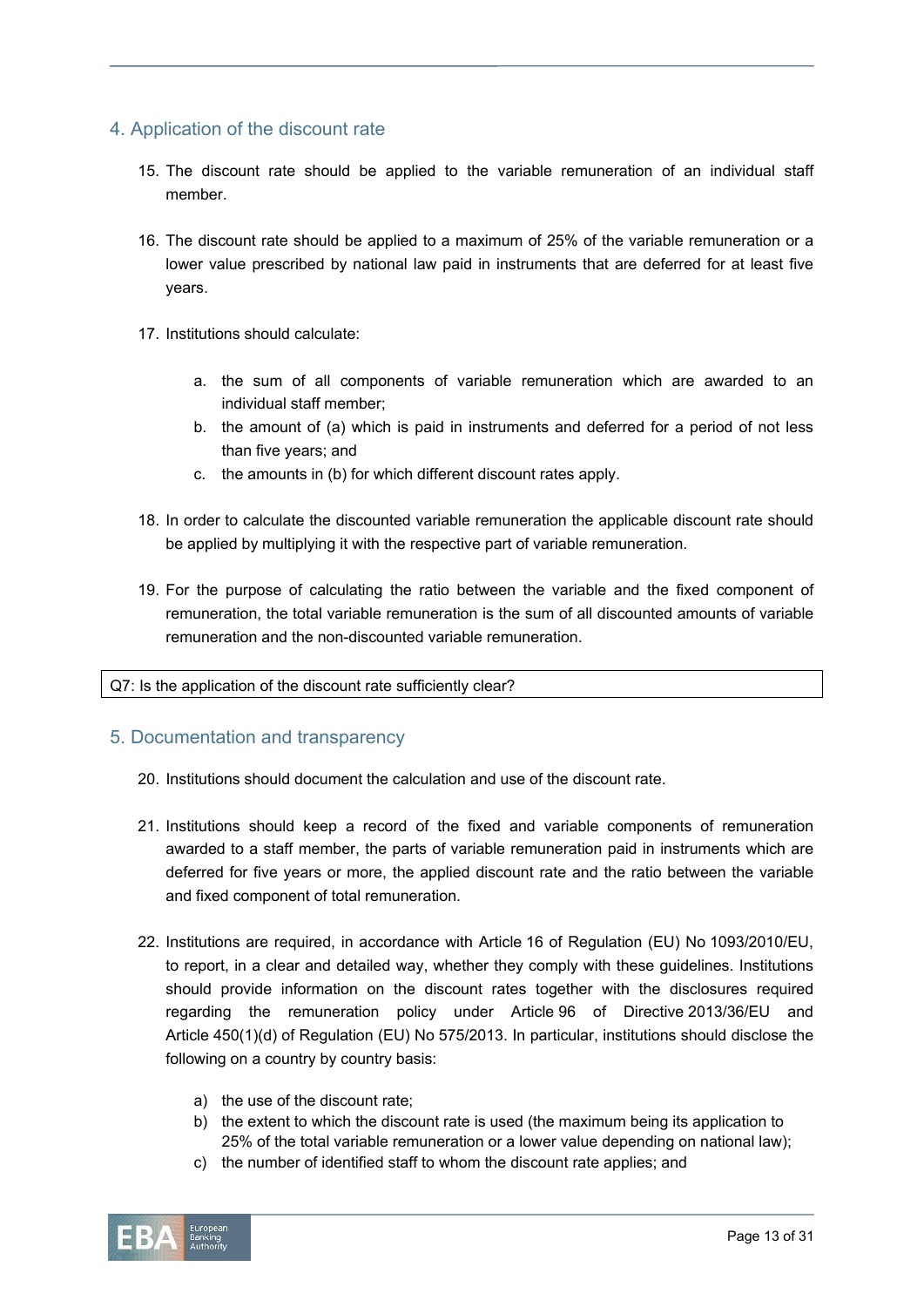## 4. Application of the discount rate

15. The discount rate should be applied to the variable remuneration of an individual staff member.

16. The discount rate should be applied to a maximum of 25% of the variable remuneration or a lower value prescribed by national law paid in instruments that are deferred for at least five years.

17. Institutions should calculate:

    a. the sum of all components of variable remuneration which are awarded to an individual staff member;
    b. the amount of (a) which is paid in instruments and deferred for a period of not less than five years; and
    c. the amounts in (b) for which different discount rates apply.

18. In order to calculate the discounted variable remuneration the applicable discount rate should be applied by multiplying it with the respective part of variable remuneration.

19. For the purpose of calculating the ratio between the variable and the fixed component of remuneration, the total variable remuneration is the sum of all discounted amounts of variable remuneration and the non-discounted variable remuneration.

| Q7: Is the application of the discount rate sufficiently clear? |
|---|

## 5. Documentation and transparency

20. Institutions should document the calculation and use of the discount rate.

21. Institutions should keep a record of the fixed and variable components of remuneration awarded to a staff member, the parts of variable remuneration paid in instruments which are deferred for five years or more, the applied discount rate and the ratio between the variable and fixed component of total remuneration.

22. Institutions are required, in accordance with Article 16 of Regulation (EU) No 1093/2010/EU, to report, in a clear and detailed way, whether they comply with these guidelines. Institutions should provide information on the discount rates together with the disclosures required regarding the remuneration policy under Article 96 of Directive 2013/36/EU and Article 450(1)(d) of Regulation (EU) No 575/2013. In particular, institutions should disclose the following on a country by country basis:

    a) the use of the discount rate;
    b) the extent to which the discount rate is used (the maximum being its application to 25% of the total variable remuneration or a lower value depending on national law);
    c) the number of identified staff to whom the discount rate applies; and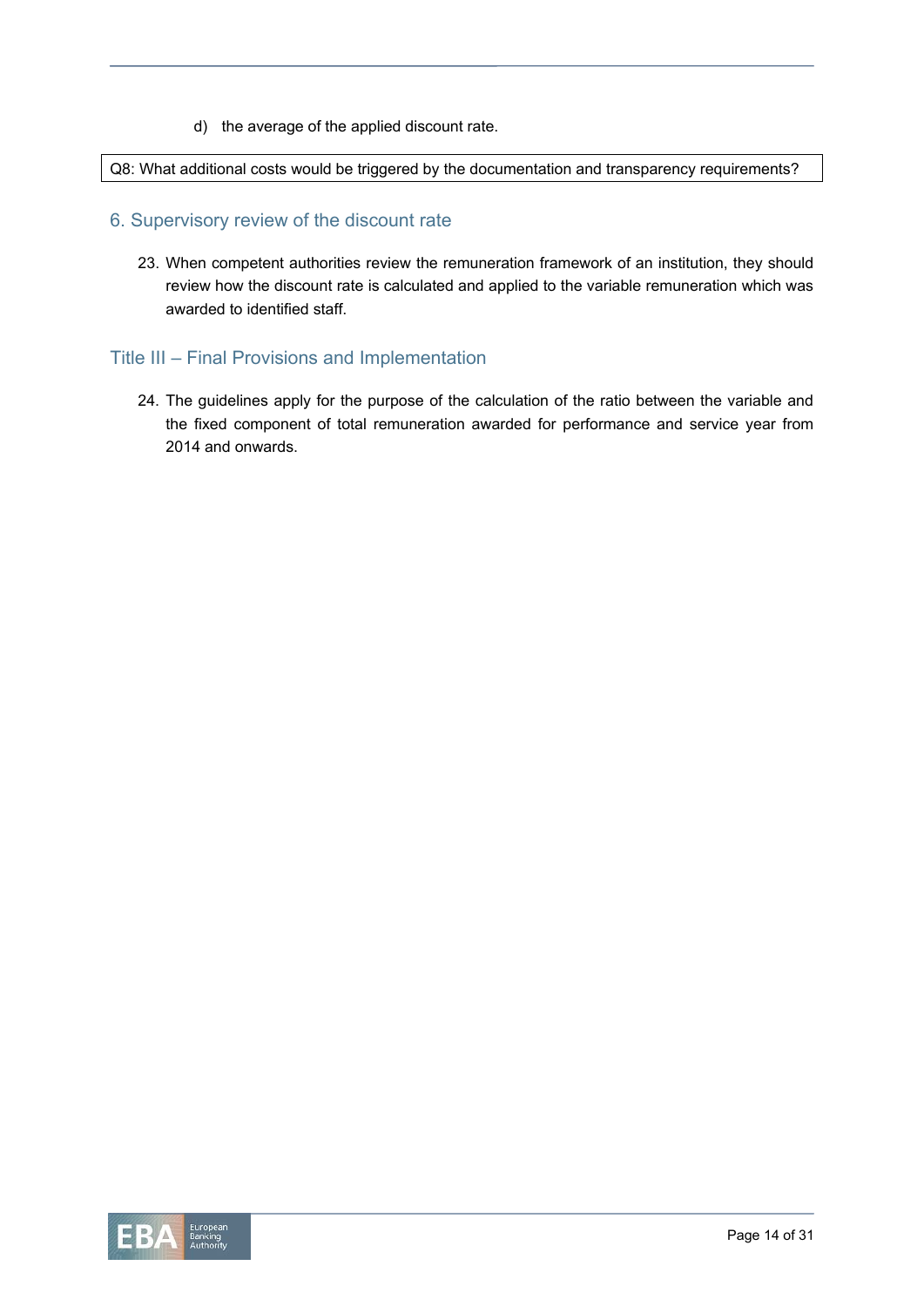d) the average of the applied discount rate.

Q8: What additional costs would be triggered by the documentation and transparency requirements?

## 6. Supervisory review of the discount rate

23. When competent authorities review the remuneration framework of an institution, they should review how the discount rate is calculated and applied to the variable remuneration which was awarded to identified staff.

## Title III – Final Provisions and Implementation

24. The guidelines apply for the purpose of the calculation of the ratio between the variable and the fixed component of total remuneration awarded for performance and service year from 2014 and onwards.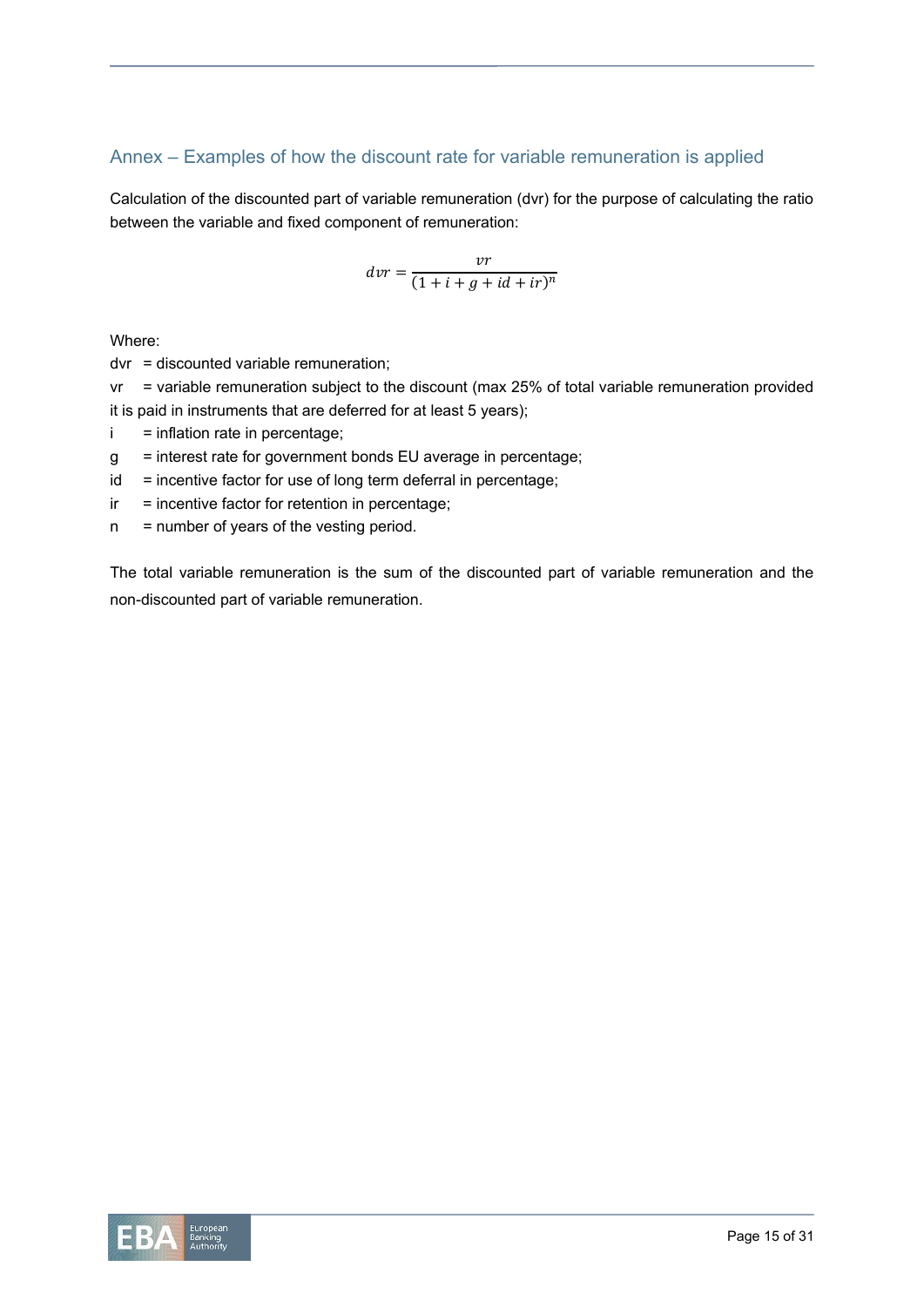## Annex – Examples of how the discount rate for variable remuneration is applied

Calculation of the discounted part of variable remuneration (dvr) for the purpose of calculating the ratio between the variable and fixed component of remuneration:

$$dvr = \frac{vr}{(1 + i + g + id + ir)^n}$$

Where:

dvr = discounted variable remuneration;

vr = variable remuneration subject to the discount (max 25% of total variable remuneration provided it is paid in instruments that are deferred for at least 5 years);

i = inflation rate in percentage;

g = interest rate for government bonds EU average in percentage;

id = incentive factor for use of long term deferral in percentage;

ir = incentive factor for retention in percentage;

n = number of years of the vesting period.

The total variable remuneration is the sum of the discounted part of variable remuneration and the non-discounted part of variable remuneration.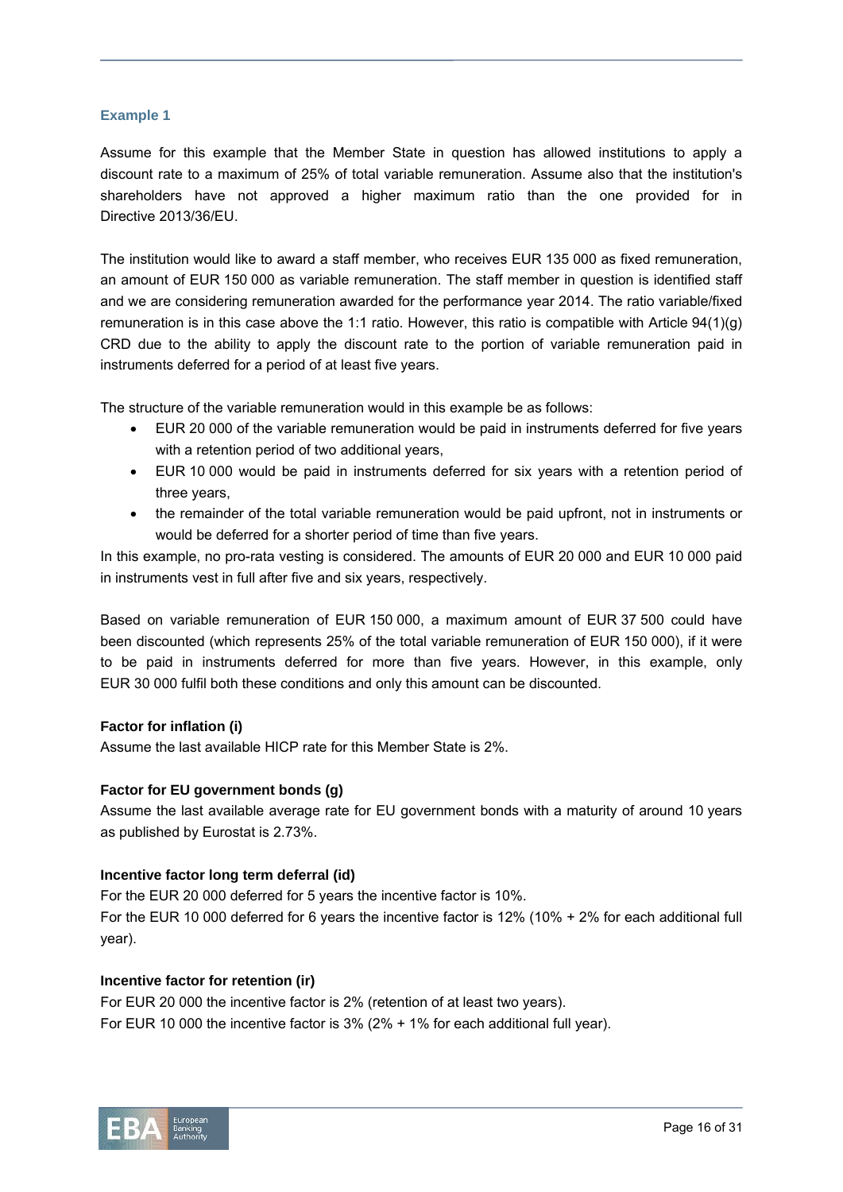### Example 1

Assume for this example that the Member State in question has allowed institutions to apply a discount rate to a maximum of 25% of total variable remuneration. Assume also that the institution's shareholders have not approved a higher maximum ratio than the one provided for in Directive 2013/36/EU.

The institution would like to award a staff member, who receives EUR 135 000 as fixed remuneration, an amount of EUR 150 000 as variable remuneration. The staff member in question is identified staff and we are considering remuneration awarded for the performance year 2014. The ratio variable/fixed remuneration is in this case above the 1:1 ratio. However, this ratio is compatible with Article 94(1)(g) CRD due to the ability to apply the discount rate to the portion of variable remuneration paid in instruments deferred for a period of at least five years.

The structure of the variable remuneration would in this example be as follows:

- EUR 20 000 of the variable remuneration would be paid in instruments deferred for five years with a retention period of two additional years,
- EUR 10 000 would be paid in instruments deferred for six years with a retention period of three years,
- the remainder of the total variable remuneration would be paid upfront, not in instruments or would be deferred for a shorter period of time than five years.

In this example, no pro-rata vesting is considered. The amounts of EUR 20 000 and EUR 10 000 paid in instruments vest in full after five and six years, respectively.

Based on variable remuneration of EUR 150 000, a maximum amount of EUR 37 500 could have been discounted (which represents 25% of the total variable remuneration of EUR 150 000), if it were to be paid in instruments deferred for more than five years. However, in this example, only EUR 30 000 fulfil both these conditions and only this amount can be discounted.

**Factor for inflation (i)**
Assume the last available HICP rate for this Member State is 2%.

**Factor for EU government bonds (g)**
Assume the last available average rate for EU government bonds with a maturity of around 10 years as published by Eurostat is 2.73%.

**Incentive factor long term deferral (id)**
For the EUR 20 000 deferred for 5 years the incentive factor is 10%.
For the EUR 10 000 deferred for 6 years the incentive factor is 12% (10% + 2% for each additional full year).

**Incentive factor for retention (ir)**
For EUR 20 000 the incentive factor is 2% (retention of at least two years).
For EUR 10 000 the incentive factor is 3% (2% + 1% for each additional full year).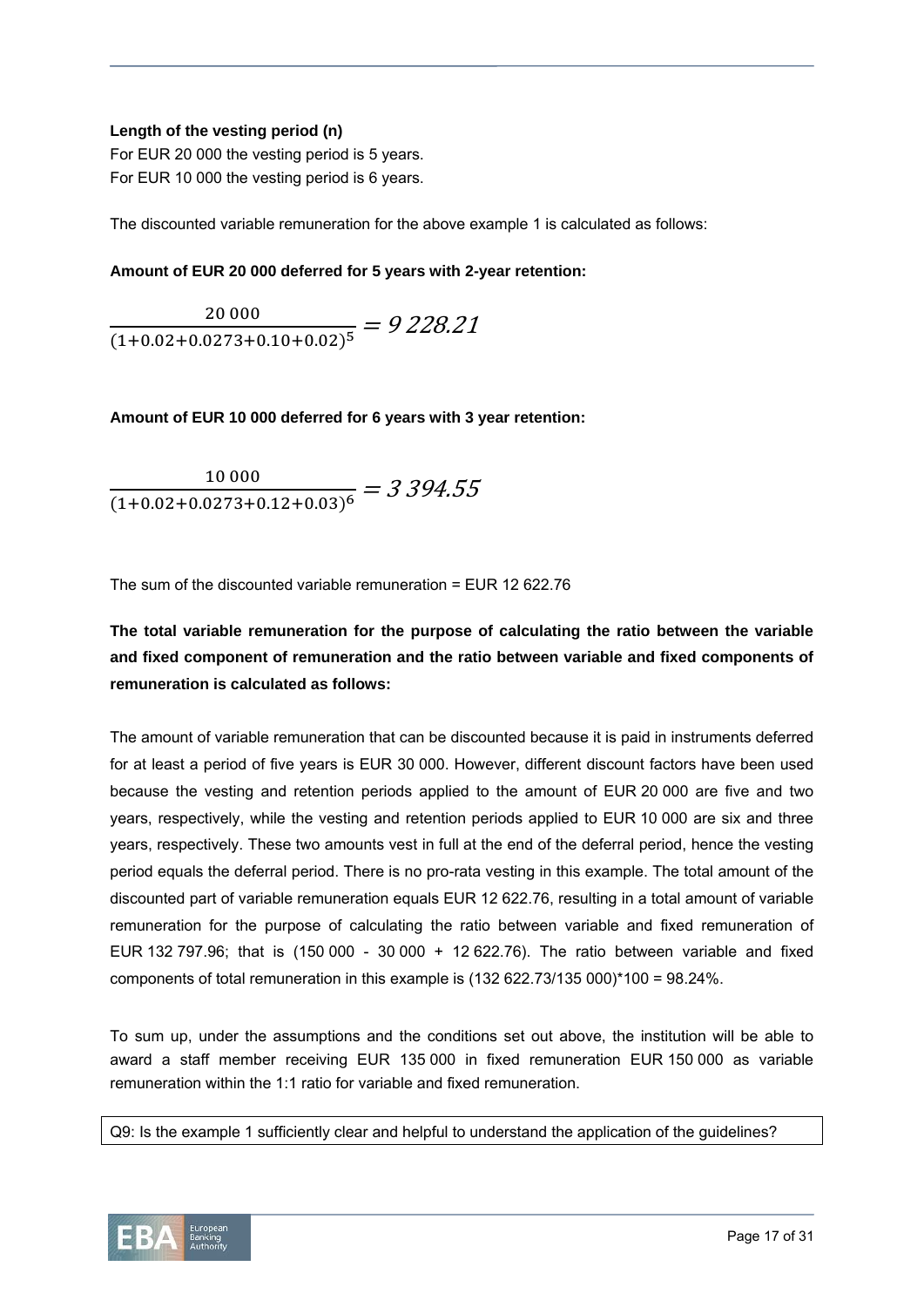**Length of the vesting period (n)**

For EUR 20 000 the vesting period is 5 years.

For EUR 10 000 the vesting period is 6 years.

The discounted variable remuneration for the above example 1 is calculated as follows:

**Amount of EUR 20 000 deferred for 5 years with 2-year retention:**

$$\frac{20\,000}{(1+0.02+0.0273+0.10+0.02)^5} = 9\,228.21$$

**Amount of EUR 10 000 deferred for 6 years with 3 year retention:**

$$\frac{10\,000}{(1+0.02+0.0273+0.12+0.03)^6} = 3\,394.55$$

The sum of the discounted variable remuneration = EUR 12 622.76

**The total variable remuneration for the purpose of calculating the ratio between the variable and fixed component of remuneration and the ratio between variable and fixed components of remuneration is calculated as follows:**

The amount of variable remuneration that can be discounted because it is paid in instruments deferred for at least a period of five years is EUR 30 000. However, different discount factors have been used because the vesting and retention periods applied to the amount of EUR 20 000 are five and two years, respectively, while the vesting and retention periods applied to EUR 10 000 are six and three years, respectively. These two amounts vest in full at the end of the deferral period, hence the vesting period equals the deferral period. There is no pro-rata vesting in this example. The total amount of the discounted part of variable remuneration equals EUR 12 622.76, resulting in a total amount of variable remuneration for the purpose of calculating the ratio between variable and fixed remuneration of EUR 132 797.96; that is (150 000 - 30 000 + 12 622.76). The ratio between variable and fixed components of total remuneration in this example is (132 622.73/135 000)*100 = 98.24%.

To sum up, under the assumptions and the conditions set out above, the institution will be able to award a staff member receiving EUR 135 000 in fixed remuneration EUR 150 000 as variable remuneration within the 1:1 ratio for variable and fixed remuneration.

Q9: Is the example 1 sufficiently clear and helpful to understand the application of the guidelines?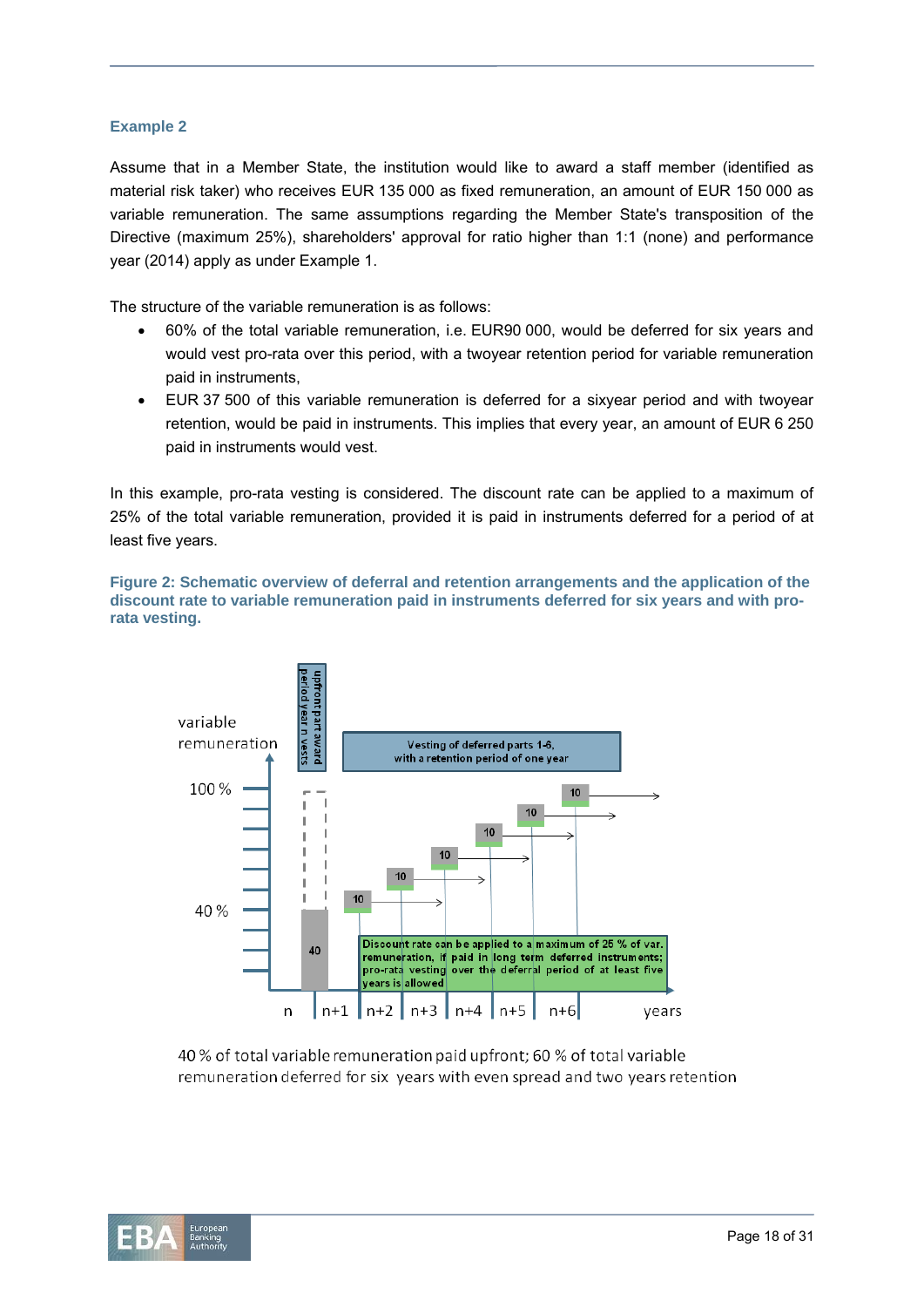### Example 2

Assume that in a Member State, the institution would like to award a staff member (identified as material risk taker) who receives EUR 135 000 as fixed remuneration, an amount of EUR 150 000 as variable remuneration. The same assumptions regarding the Member State's transposition of the Directive (maximum 25%), shareholders' approval for ratio higher than 1:1 (none) and performance year (2014) apply as under Example 1.

The structure of the variable remuneration is as follows:

- 60% of the total variable remuneration, i.e. EUR90 000, would be deferred for six years and would vest pro-rata over this period, with a twoyear retention period for variable remuneration paid in instruments,
- EUR 37 500 of this variable remuneration is deferred for a sixyear period and with twoyear retention, would be paid in instruments. This implies that every year, an amount of EUR 6 250 paid in instruments would vest.

In this example, pro-rata vesting is considered. The discount rate can be applied to a maximum of 25% of the total variable remuneration, provided it is paid in instruments deferred for a period of at least five years.

**Figure 2: Schematic overview of deferral and retention arrangements and the application of the discount rate to variable remuneration paid in instruments deferred for six years and with pro-rata vesting.**

variable remuneration

upfront part award period year n vests

Vesting of deferred parts 1-6, with a retention period of one year

100 %

40 %

40

10 10 10 10 10 10

Discount rate can be applied to a maximum of 25 % of var. remuneration, if paid in long term deferred instruments; pro-rata vesting over the deferral period of at least five years is allowed

n n+1 n+2 n+3 n+4 n+5 n+6 years

40 % of total variable remuneration paid upfront; 60 % of total variable remuneration deferred for six years with even spread and two years retention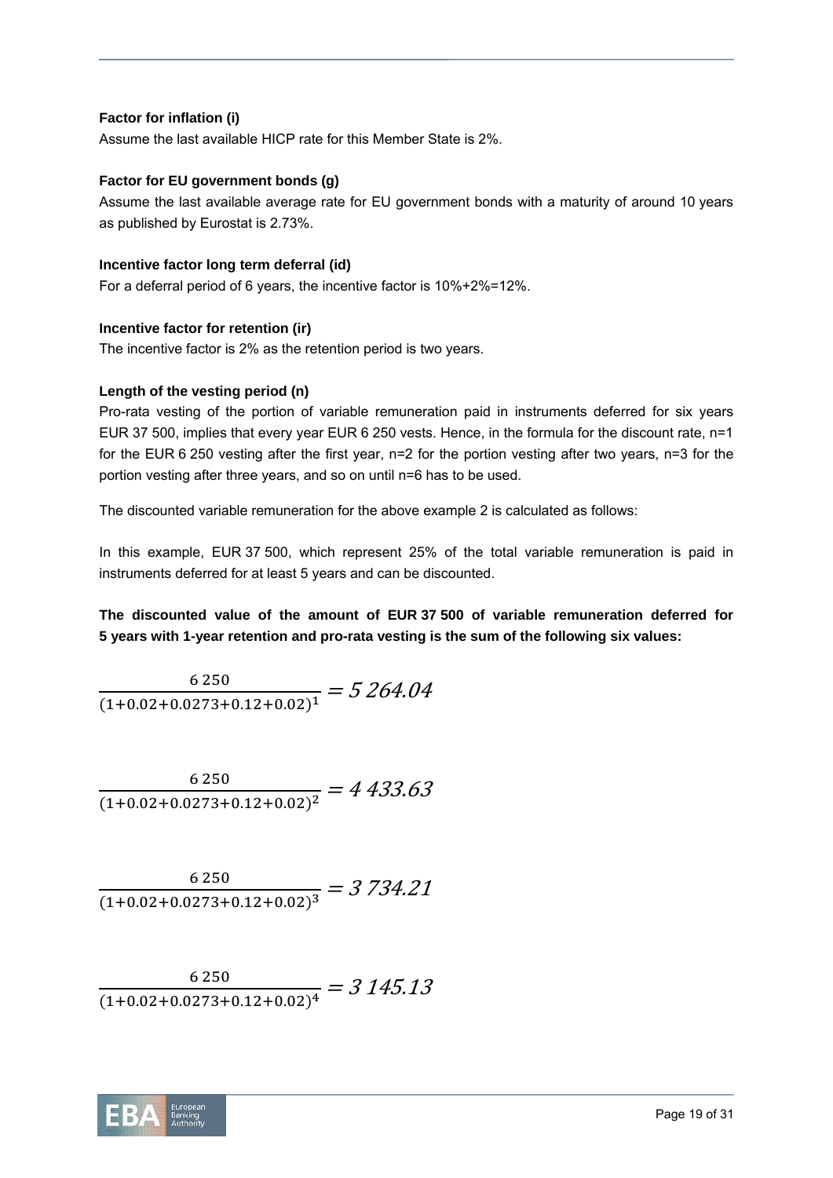**Factor for inflation (i)**

Assume the last available HICP rate for this Member State is 2%.

**Factor for EU government bonds (g)**

Assume the last available average rate for EU government bonds with a maturity of around 10 years as published by Eurostat is 2.73%.

**Incentive factor long term deferral (id)**

For a deferral period of 6 years, the incentive factor is 10%+2%=12%.

**Incentive factor for retention (ir)**

The incentive factor is 2% as the retention period is two years.

**Length of the vesting period (n)**

Pro-rata vesting of the portion of variable remuneration paid in instruments deferred for six years EUR 37 500, implies that every year EUR 6 250 vests. Hence, in the formula for the discount rate, n=1 for the EUR 6 250 vesting after the first year, n=2 for the portion vesting after two years, n=3 for the portion vesting after three years, and so on until n=6 has to be used.

The discounted variable remuneration for the above example 2 is calculated as follows:

In this example, EUR 37 500, which represent 25% of the total variable remuneration is paid in instruments deferred for at least 5 years and can be discounted.

**The discounted value of the amount of EUR 37 500 of variable remuneration deferred for 5 years with 1-year retention and pro-rata vesting is the sum of the following six values:**

$$\frac{6\,250}{(1+0.02+0.0273+0.12+0.02)^{1}} = 5\,264.04$$

$$\frac{6\,250}{(1+0.02+0.0273+0.12+0.02)^{2}} = 4\,433.63$$

$$\frac{6\,250}{(1+0.02+0.0273+0.12+0.02)^{3}} = 3\,734.21$$

$$\frac{6\,250}{(1+0.02+0.0273+0.12+0.02)^{4}} = 3\,145.13$$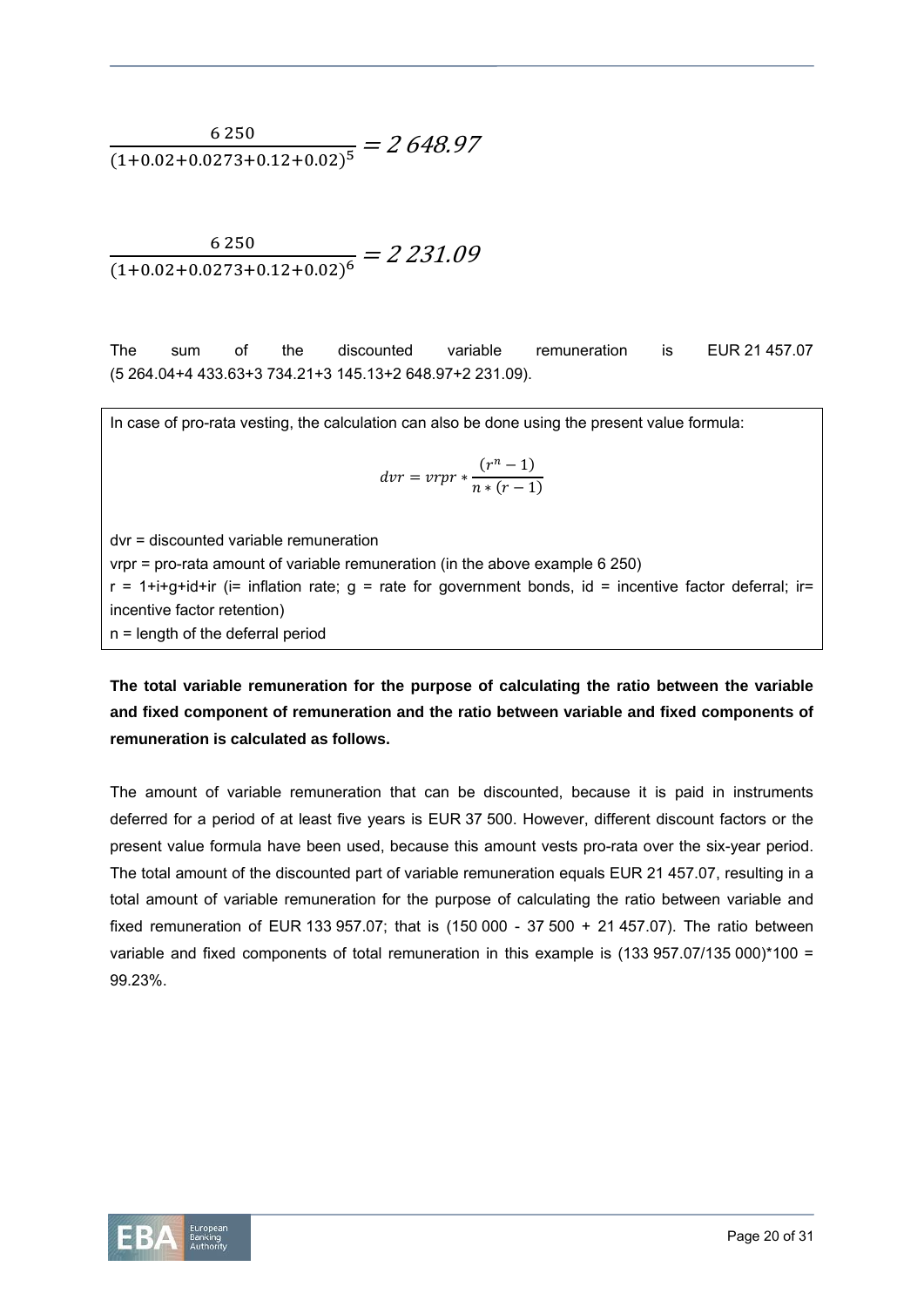$$\frac{6\,250}{(1+0.02+0.0273+0.12+0.02)^5} = 2\,648.97$$

$$\frac{6\,250}{(1+0.02+0.0273+0.12+0.02)^6} = 2\,231.09$$

The sum of the discounted variable remuneration is EUR 21 457.07 (5 264.04+4 433.63+3 734.21+3 145.13+2 648.97+2 231.09).

In case of pro-rata vesting, the calculation can also be done using the present value formula:

$$dvr = vrpr * \frac{(r^n - 1)}{n * (r - 1)}$$

dvr = discounted variable remuneration

vrpr = pro-rata amount of variable remuneration (in the above example 6 250)

r = 1+i+g+id+ir (i= inflation rate; g = rate for government bonds, id = incentive factor deferral; ir= incentive factor retention)

n = length of the deferral period

**The total variable remuneration for the purpose of calculating the ratio between the variable and fixed component of remuneration and the ratio between variable and fixed components of remuneration is calculated as follows.**

The amount of variable remuneration that can be discounted, because it is paid in instruments deferred for a period of at least five years is EUR 37 500. However, different discount factors or the present value formula have been used, because this amount vests pro-rata over the six-year period. The total amount of the discounted part of variable remuneration equals EUR 21 457.07, resulting in a total amount of variable remuneration for the purpose of calculating the ratio between variable and fixed remuneration of EUR 133 957.07; that is (150 000 - 37 500 + 21 457.07). The ratio between variable and fixed components of total remuneration in this example is (133 957.07/135 000)*100 = 99.23%.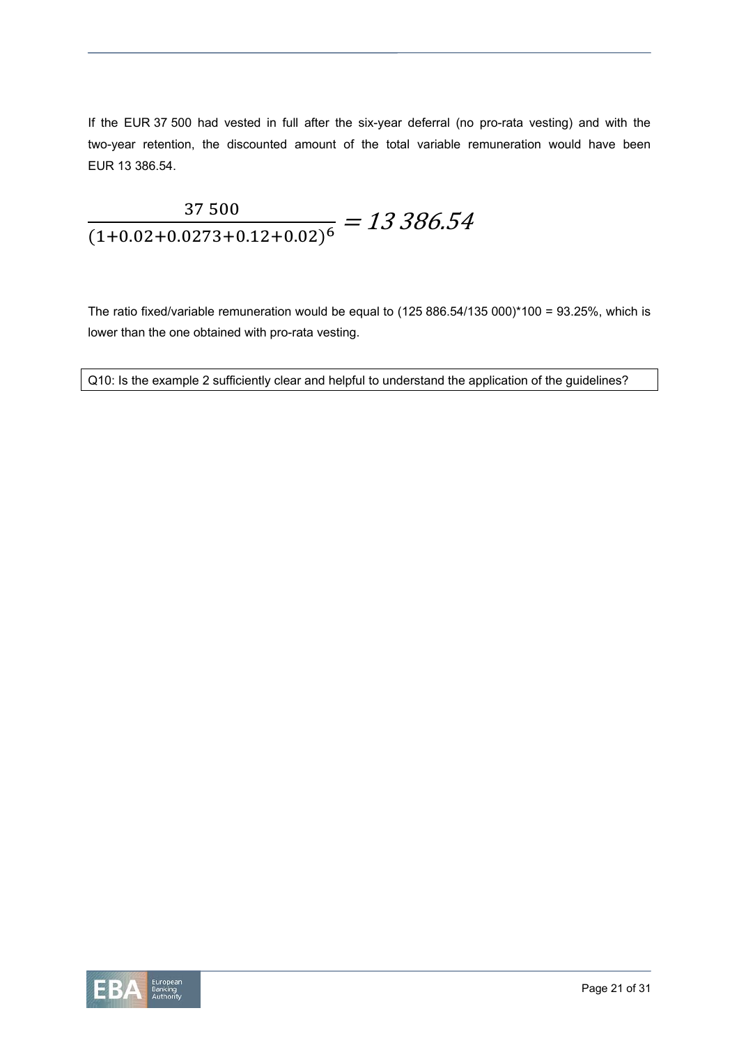If the EUR 37 500 had vested in full after the six-year deferral (no pro-rata vesting) and with the two-year retention, the discounted amount of the total variable remuneration would have been EUR 13 386.54.

$$\frac{37\,500}{(1+0.02+0.0273+0.12+0.02)^{6}} = 13\,386.54$$

The ratio fixed/variable remuneration would be equal to (125 886.54/135 000)*100 = 93.25%, which is lower than the one obtained with pro-rata vesting.

| Q10: Is the example 2 sufficiently clear and helpful to understand the application of the guidelines? |
|---|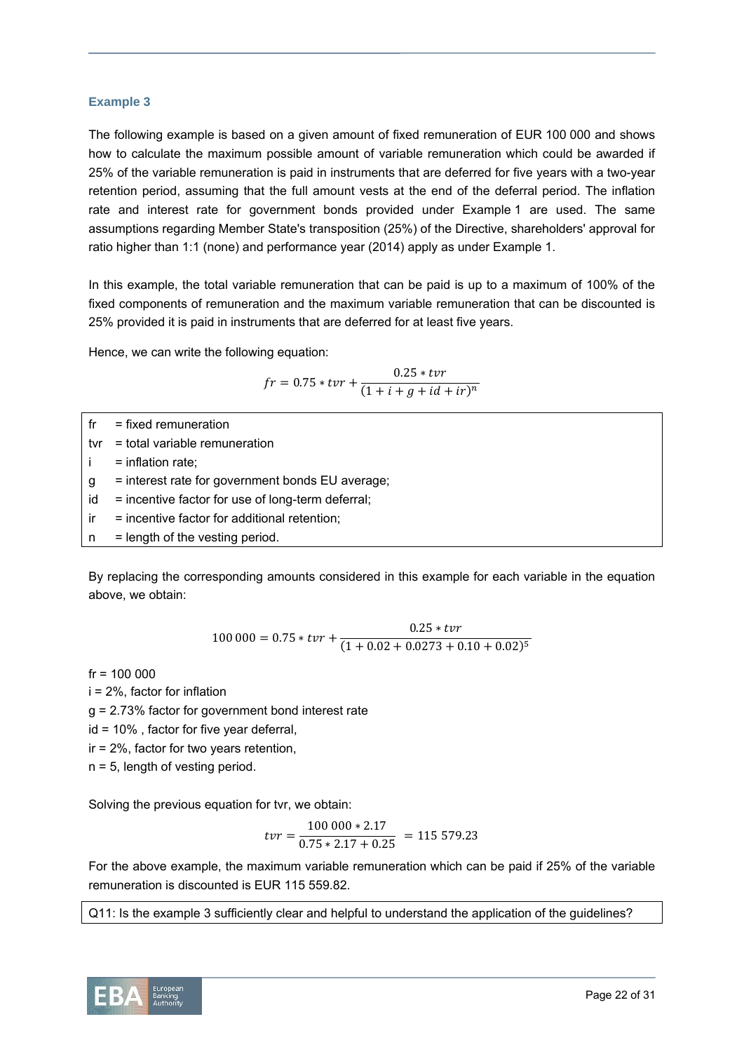### Example 3

The following example is based on a given amount of fixed remuneration of EUR 100 000 and shows how to calculate the maximum possible amount of variable remuneration which could be awarded if 25% of the variable remuneration is paid in instruments that are deferred for five years with a two-year retention period, assuming that the full amount vests at the end of the deferral period. The inflation rate and interest rate for government bonds provided under Example 1 are used. The same assumptions regarding Member State's transposition (25%) of the Directive, shareholders' approval for ratio higher than 1:1 (none) and performance year (2014) apply as under Example 1.

In this example, the total variable remuneration that can be paid is up to a maximum of 100% of the fixed components of remuneration and the maximum variable remuneration that can be discounted is 25% provided it is paid in instruments that are deferred for at least five years.

Hence, we can write the following equation:

$$fr = 0.75 * tvr + \frac{0.25 * tvr}{(1 + i + g + id + ir)^n}$$

| | |
|---|---|
| fr | = fixed remuneration |
| tvr | = total variable remuneration |
| i | = inflation rate; |
| g | = interest rate for government bonds EU average; |
| id | = incentive factor for use of long-term deferral; |
| ir | = incentive factor for additional retention; |
| n | = length of the vesting period. |

By replacing the corresponding amounts considered in this example for each variable in the equation above, we obtain:

$$100\,000 = 0.75 * tvr + \frac{0.25 * tvr}{(1 + 0.02 + 0.0273 + 0.10 + 0.02)^5}$$

fr = 100 000
i = 2%, factor for inflation
g = 2.73% factor for government bond interest rate
id = 10% , factor for five year deferral,
ir = 2%, factor for two years retention,
n = 5, length of vesting period.

Solving the previous equation for tvr, we obtain:

$$tvr = \frac{100\,000 * 2.17}{0.75 * 2.17 + 0.25} = 115\,579.23$$

For the above example, the maximum variable remuneration which can be paid if 25% of the variable remuneration is discounted is EUR 115 559.82.

| Q11: Is the example 3 sufficiently clear and helpful to understand the application of the guidelines? |
|---|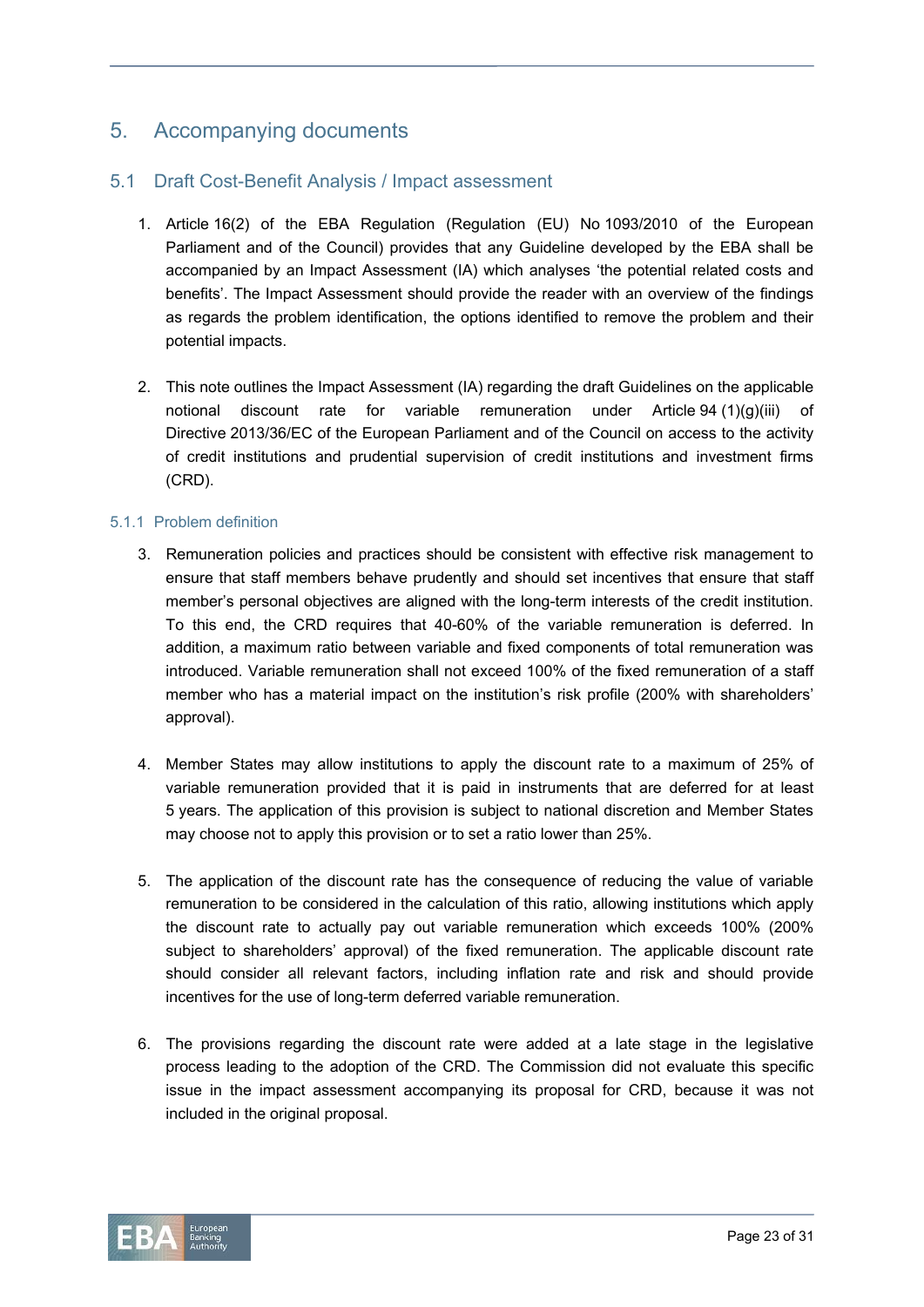# 5. Accompanying documents

## 5.1 Draft Cost-Benefit Analysis / Impact assessment

1. Article 16(2) of the EBA Regulation (Regulation (EU) No 1093/2010 of the European Parliament and of the Council) provides that any Guideline developed by the EBA shall be accompanied by an Impact Assessment (IA) which analyses 'the potential related costs and benefits'. The Impact Assessment should provide the reader with an overview of the findings as regards the problem identification, the options identified to remove the problem and their potential impacts.

2. This note outlines the Impact Assessment (IA) regarding the draft Guidelines on the applicable notional discount rate for variable remuneration under Article 94 (1)(g)(iii) of Directive 2013/36/EC of the European Parliament and of the Council on access to the activity of credit institutions and prudential supervision of credit institutions and investment firms (CRD).

### 5.1.1 Problem definition

3. Remuneration policies and practices should be consistent with effective risk management to ensure that staff members behave prudently and should set incentives that ensure that staff member's personal objectives are aligned with the long-term interests of the credit institution. To this end, the CRD requires that 40-60% of the variable remuneration is deferred. In addition, a maximum ratio between variable and fixed components of total remuneration was introduced. Variable remuneration shall not exceed 100% of the fixed remuneration of a staff member who has a material impact on the institution's risk profile (200% with shareholders' approval).

4. Member States may allow institutions to apply the discount rate to a maximum of 25% of variable remuneration provided that it is paid in instruments that are deferred for at least 5 years. The application of this provision is subject to national discretion and Member States may choose not to apply this provision or to set a ratio lower than 25%.

5. The application of the discount rate has the consequence of reducing the value of variable remuneration to be considered in the calculation of this ratio, allowing institutions which apply the discount rate to actually pay out variable remuneration which exceeds 100% (200% subject to shareholders' approval) of the fixed remuneration. The applicable discount rate should consider all relevant factors, including inflation rate and risk and should provide incentives for the use of long-term deferred variable remuneration.

6. The provisions regarding the discount rate were added at a late stage in the legislative process leading to the adoption of the CRD. The Commission did not evaluate this specific issue in the impact assessment accompanying its proposal for CRD, because it was not included in the original proposal.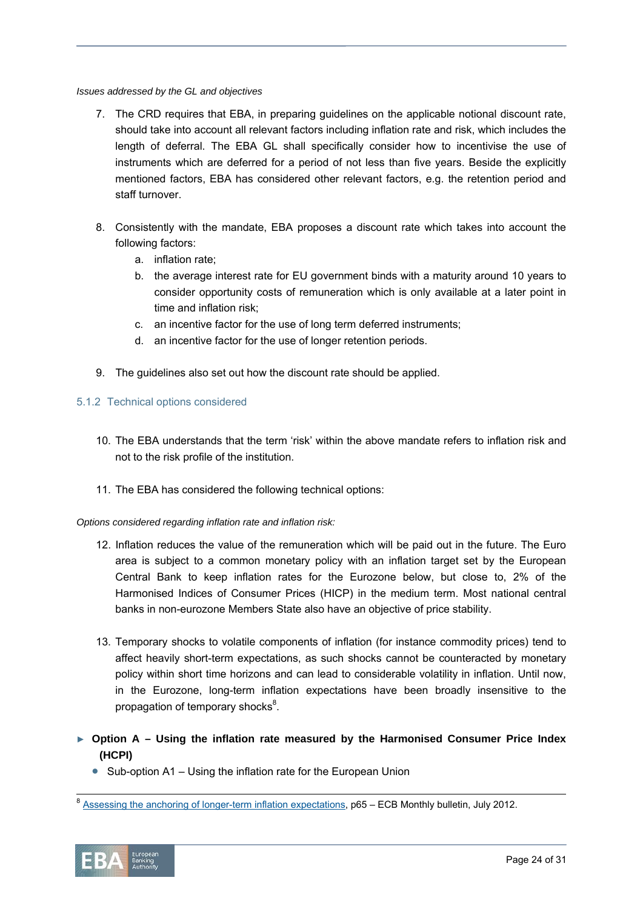*Issues addressed by the GL and objectives*

7. The CRD requires that EBA, in preparing guidelines on the applicable notional discount rate, should take into account all relevant factors including inflation rate and risk, which includes the length of deferral. The EBA GL shall specifically consider how to incentivise the use of instruments which are deferred for a period of not less than five years. Beside the explicitly mentioned factors, EBA has considered other relevant factors, e.g. the retention period and staff turnover.

8. Consistently with the mandate, EBA proposes a discount rate which takes into account the following factors:
   a. inflation rate;
   b. the average interest rate for EU government binds with a maturity around 10 years to consider opportunity costs of remuneration which is only available at a later point in time and inflation risk;
   c. an incentive factor for the use of long term deferred instruments;
   d. an incentive factor for the use of longer retention periods.

9. The guidelines also set out how the discount rate should be applied.

### 5.1.2 Technical options considered

10. The EBA understands that the term 'risk' within the above mandate refers to inflation risk and not to the risk profile of the institution.

11. The EBA has considered the following technical options:

*Options considered regarding inflation rate and inflation risk:*

12. Inflation reduces the value of the remuneration which will be paid out in the future. The Euro area is subject to a common monetary policy with an inflation target set by the European Central Bank to keep inflation rates for the Eurozone below, but close to, 2% of the Harmonised Indices of Consumer Prices (HICP) in the medium term. Most national central banks in non-eurozone Members State also have an objective of price stability.

13. Temporary shocks to volatile components of inflation (for instance commodity prices) tend to affect heavily short-term expectations, as such shocks cannot be counteracted by monetary policy within short time horizons and can lead to considerable volatility in inflation. Until now, in the Eurozone, long-term inflation expectations have been broadly insensitive to the propagation of temporary shocks[8].

- **Option A – Using the inflation rate measured by the Harmonised Consumer Price Index (HCPI)**
  - Sub-option A1 – Using the inflation rate for the European Union

---

[8] Assessing the anchoring of longer-term inflation expectations, p65 – ECB Monthly bulletin, July 2012.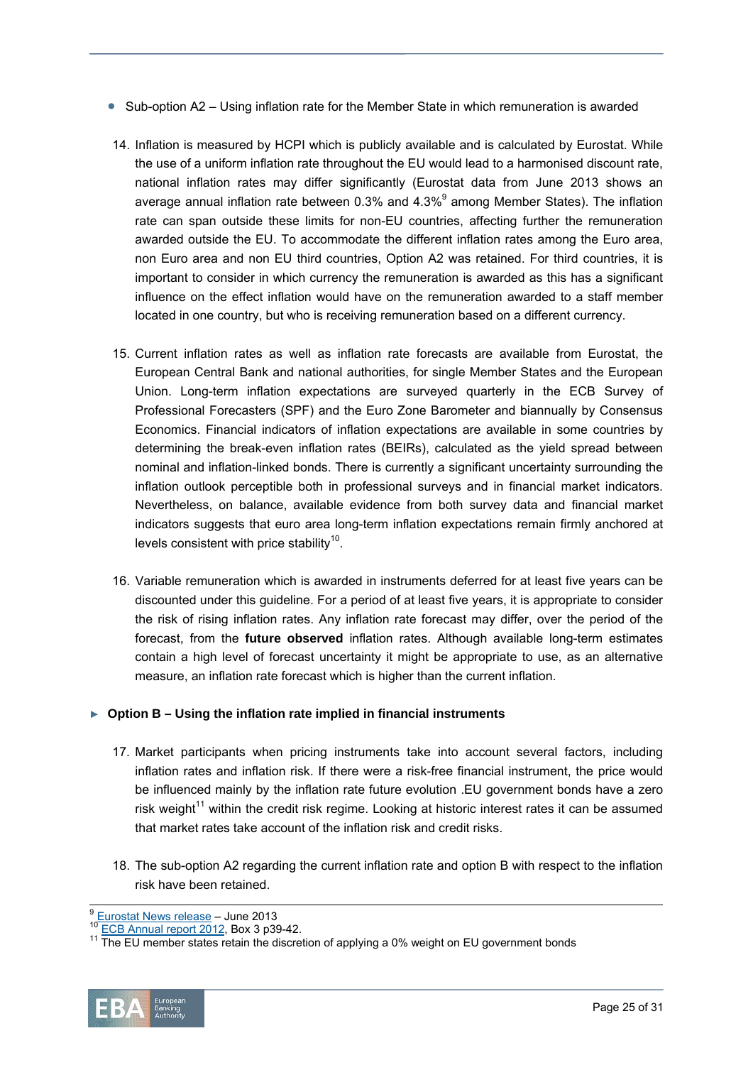- Sub-option A2 – Using inflation rate for the Member State in which remuneration is awarded

14. Inflation is measured by HCPI which is publicly available and is calculated by Eurostat. While the use of a uniform inflation rate throughout the EU would lead to a harmonised discount rate, national inflation rates may differ significantly (Eurostat data from June 2013 shows an average annual inflation rate between 0.3% and 4.3%[9] among Member States). The inflation rate can span outside these limits for non-EU countries, affecting further the remuneration awarded outside the EU. To accommodate the different inflation rates among the Euro area, non Euro area and non EU third countries, Option A2 was retained. For third countries, it is important to consider in which currency the remuneration is awarded as this has a significant influence on the effect inflation would have on the remuneration awarded to a staff member located in one country, but who is receiving remuneration based on a different currency.

15. Current inflation rates as well as inflation rate forecasts are available from Eurostat, the European Central Bank and national authorities, for single Member States and the European Union. Long-term inflation expectations are surveyed quarterly in the ECB Survey of Professional Forecasters (SPF) and the Euro Zone Barometer and biannually by Consensus Economics. Financial indicators of inflation expectations are available in some countries by determining the break-even inflation rates (BEIRs), calculated as the yield spread between nominal and inflation-linked bonds. There is currently a significant uncertainty surrounding the inflation outlook perceptible both in professional surveys and in financial market indicators. Nevertheless, on balance, available evidence from both survey data and financial market indicators suggests that euro area long-term inflation expectations remain firmly anchored at levels consistent with price stability[10].

16. Variable remuneration which is awarded in instruments deferred for at least five years can be discounted under this guideline. For a period of at least five years, it is appropriate to consider the risk of rising inflation rates. Any inflation rate forecast may differ, over the period of the forecast, from the **future observed** inflation rates. Although available long-term estimates contain a high level of forecast uncertainty it might be appropriate to use, as an alternative measure, an inflation rate forecast which is higher than the current inflation.

► **Option B – Using the inflation rate implied in financial instruments**

17. Market participants when pricing instruments take into account several factors, including inflation rates and inflation risk. If there were a risk-free financial instrument, the price would be influenced mainly by the inflation rate future evolution .EU government bonds have a zero risk weight[11] within the credit risk regime. Looking at historic interest rates it can be assumed that market rates take account of the inflation risk and credit risks.

18. The sub-option A2 regarding the current inflation rate and option B with respect to the inflation risk have been retained.

---

[9] Eurostat News release – June 2013

[10] ECB Annual report 2012, Box 3 p39-42.

[11] The EU member states retain the discretion of applying a 0% weight on EU government bonds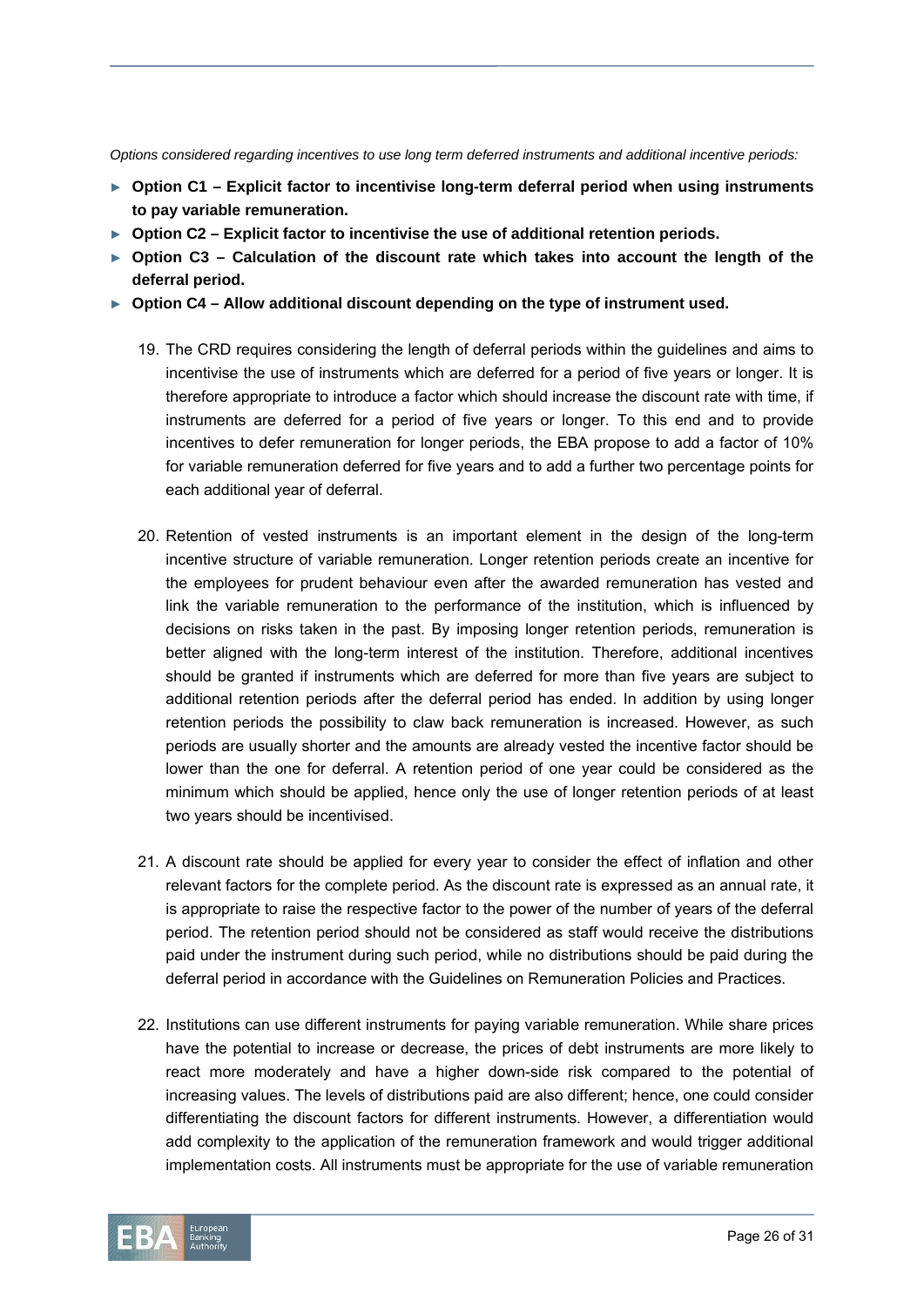*Options considered regarding incentives to use long term deferred instruments and additional incentive periods:*

- **Option C1 – Explicit factor to incentivise long-term deferral period when using instruments to pay variable remuneration.**
- **Option C2 – Explicit factor to incentivise the use of additional retention periods.**
- **Option C3 – Calculation of the discount rate which takes into account the length of the deferral period.**
- **Option C4 – Allow additional discount depending on the type of instrument used.**

19. The CRD requires considering the length of deferral periods within the guidelines and aims to incentivise the use of instruments which are deferred for a period of five years or longer. It is therefore appropriate to introduce a factor which should increase the discount rate with time, if instruments are deferred for a period of five years or longer. To this end and to provide incentives to defer remuneration for longer periods, the EBA propose to add a factor of 10% for variable remuneration deferred for five years and to add a further two percentage points for each additional year of deferral.

20. Retention of vested instruments is an important element in the design of the long-term incentive structure of variable remuneration. Longer retention periods create an incentive for the employees for prudent behaviour even after the awarded remuneration has vested and link the variable remuneration to the performance of the institution, which is influenced by decisions on risks taken in the past. By imposing longer retention periods, remuneration is better aligned with the long-term interest of the institution. Therefore, additional incentives should be granted if instruments which are deferred for more than five years are subject to additional retention periods after the deferral period has ended. In addition by using longer retention periods the possibility to claw back remuneration is increased. However, as such periods are usually shorter and the amounts are already vested the incentive factor should be lower than the one for deferral. A retention period of one year could be considered as the minimum which should be applied, hence only the use of longer retention periods of at least two years should be incentivised.

21. A discount rate should be applied for every year to consider the effect of inflation and other relevant factors for the complete period. As the discount rate is expressed as an annual rate, it is appropriate to raise the respective factor to the power of the number of years of the deferral period. The retention period should not be considered as staff would receive the distributions paid under the instrument during such period, while no distributions should be paid during the deferral period in accordance with the Guidelines on Remuneration Policies and Practices.

22. Institutions can use different instruments for paying variable remuneration. While share prices have the potential to increase or decrease, the prices of debt instruments are more likely to react more moderately and have a higher down-side risk compared to the potential of increasing values. The levels of distributions paid are also different; hence, one could consider differentiating the discount factors for different instruments. However, a differentiation would add complexity to the application of the remuneration framework and would trigger additional implementation costs. All instruments must be appropriate for the use of variable remuneration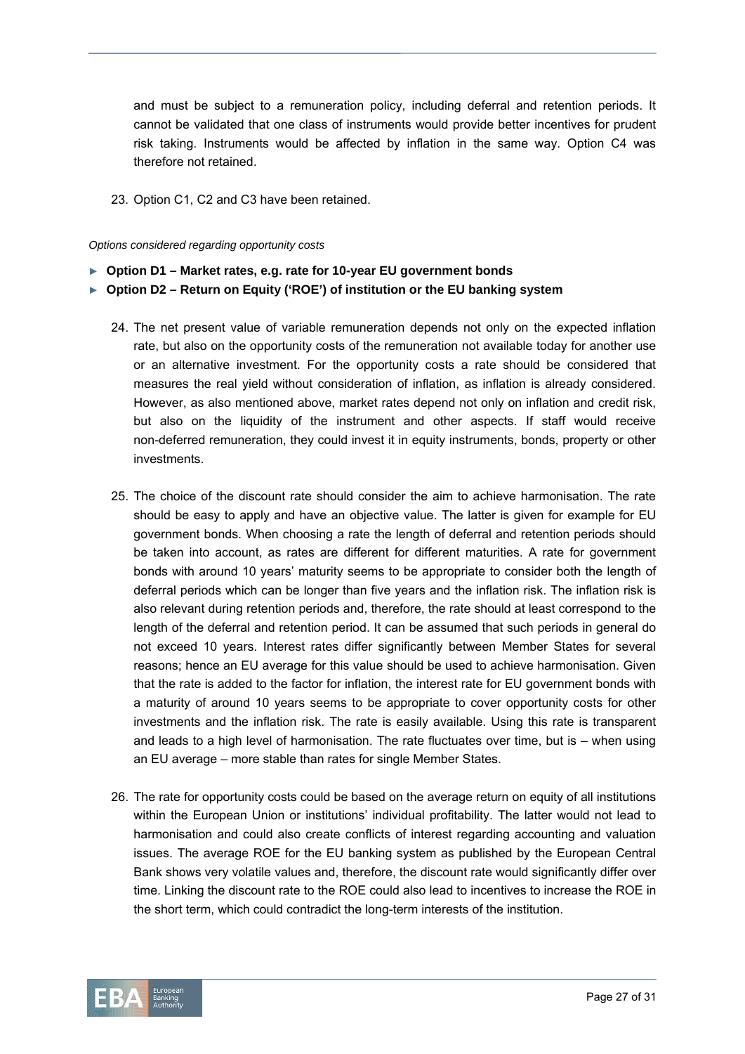and must be subject to a remuneration policy, including deferral and retention periods. It cannot be validated that one class of instruments would provide better incentives for prudent risk taking. Instruments would be affected by inflation in the same way. Option C4 was therefore not retained.

23. Option C1, C2 and C3 have been retained.

*Options considered regarding opportunity costs*

- **Option D1 – Market rates, e.g. rate for 10-year EU government bonds**
- **Option D2 – Return on Equity ('ROE') of institution or the EU banking system**

24. The net present value of variable remuneration depends not only on the expected inflation rate, but also on the opportunity costs of the remuneration not available today for another use or an alternative investment. For the opportunity costs a rate should be considered that measures the real yield without consideration of inflation, as inflation is already considered. However, as also mentioned above, market rates depend not only on inflation and credit risk, but also on the liquidity of the instrument and other aspects. If staff would receive non-deferred remuneration, they could invest it in equity instruments, bonds, property or other investments.

25. The choice of the discount rate should consider the aim to achieve harmonisation. The rate should be easy to apply and have an objective value. The latter is given for example for EU government bonds. When choosing a rate the length of deferral and retention periods should be taken into account, as rates are different for different maturities. A rate for government bonds with around 10 years' maturity seems to be appropriate to consider both the length of deferral periods which can be longer than five years and the inflation risk. The inflation risk is also relevant during retention periods and, therefore, the rate should at least correspond to the length of the deferral and retention period. It can be assumed that such periods in general do not exceed 10 years. Interest rates differ significantly between Member States for several reasons; hence an EU average for this value should be used to achieve harmonisation. Given that the rate is added to the factor for inflation, the interest rate for EU government bonds with a maturity of around 10 years seems to be appropriate to cover opportunity costs for other investments and the inflation risk. The rate is easily available. Using this rate is transparent and leads to a high level of harmonisation. The rate fluctuates over time, but is – when using an EU average – more stable than rates for single Member States.

26. The rate for opportunity costs could be based on the average return on equity of all institutions within the European Union or institutions' individual profitability. The latter would not lead to harmonisation and could also create conflicts of interest regarding accounting and valuation issues. The average ROE for the EU banking system as published by the European Central Bank shows very volatile values and, therefore, the discount rate would significantly differ over time. Linking the discount rate to the ROE could also lead to incentives to increase the ROE in the short term, which could contradict the long-term interests of the institution.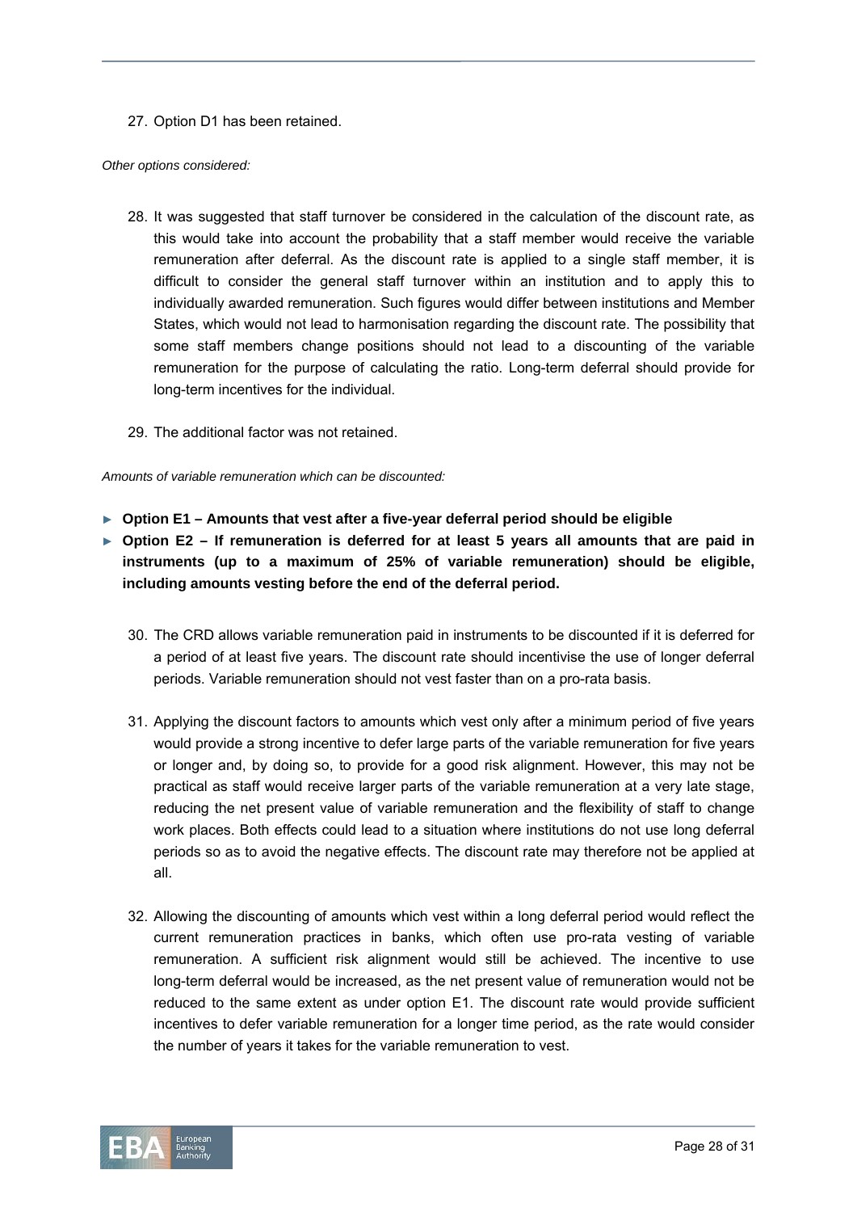27. Option D1 has been retained.

*Other options considered:*

28. It was suggested that staff turnover be considered in the calculation of the discount rate, as this would take into account the probability that a staff member would receive the variable remuneration after deferral. As the discount rate is applied to a single staff member, it is difficult to consider the general staff turnover within an institution and to apply this to individually awarded remuneration. Such figures would differ between institutions and Member States, which would not lead to harmonisation regarding the discount rate. The possibility that some staff members change positions should not lead to a discounting of the variable remuneration for the purpose of calculating the ratio. Long-term deferral should provide for long-term incentives for the individual.

29. The additional factor was not retained.

*Amounts of variable remuneration which can be discounted:*

- **Option E1 – Amounts that vest after a five-year deferral period should be eligible**
- **Option E2 – If remuneration is deferred for at least 5 years all amounts that are paid in instruments (up to a maximum of 25% of variable remuneration) should be eligible, including amounts vesting before the end of the deferral period.**

30. The CRD allows variable remuneration paid in instruments to be discounted if it is deferred for a period of at least five years. The discount rate should incentivise the use of longer deferral periods. Variable remuneration should not vest faster than on a pro-rata basis.

31. Applying the discount factors to amounts which vest only after a minimum period of five years would provide a strong incentive to defer large parts of the variable remuneration for five years or longer and, by doing so, to provide for a good risk alignment. However, this may not be practical as staff would receive larger parts of the variable remuneration at a very late stage, reducing the net present value of variable remuneration and the flexibility of staff to change work places. Both effects could lead to a situation where institutions do not use long deferral periods so as to avoid the negative effects. The discount rate may therefore not be applied at all.

32. Allowing the discounting of amounts which vest within a long deferral period would reflect the current remuneration practices in banks, which often use pro-rata vesting of variable remuneration. A sufficient risk alignment would still be achieved. The incentive to use long-term deferral would be increased, as the net present value of remuneration would not be reduced to the same extent as under option E1. The discount rate would provide sufficient incentives to defer variable remuneration for a longer time period, as the rate would consider the number of years it takes for the variable remuneration to vest.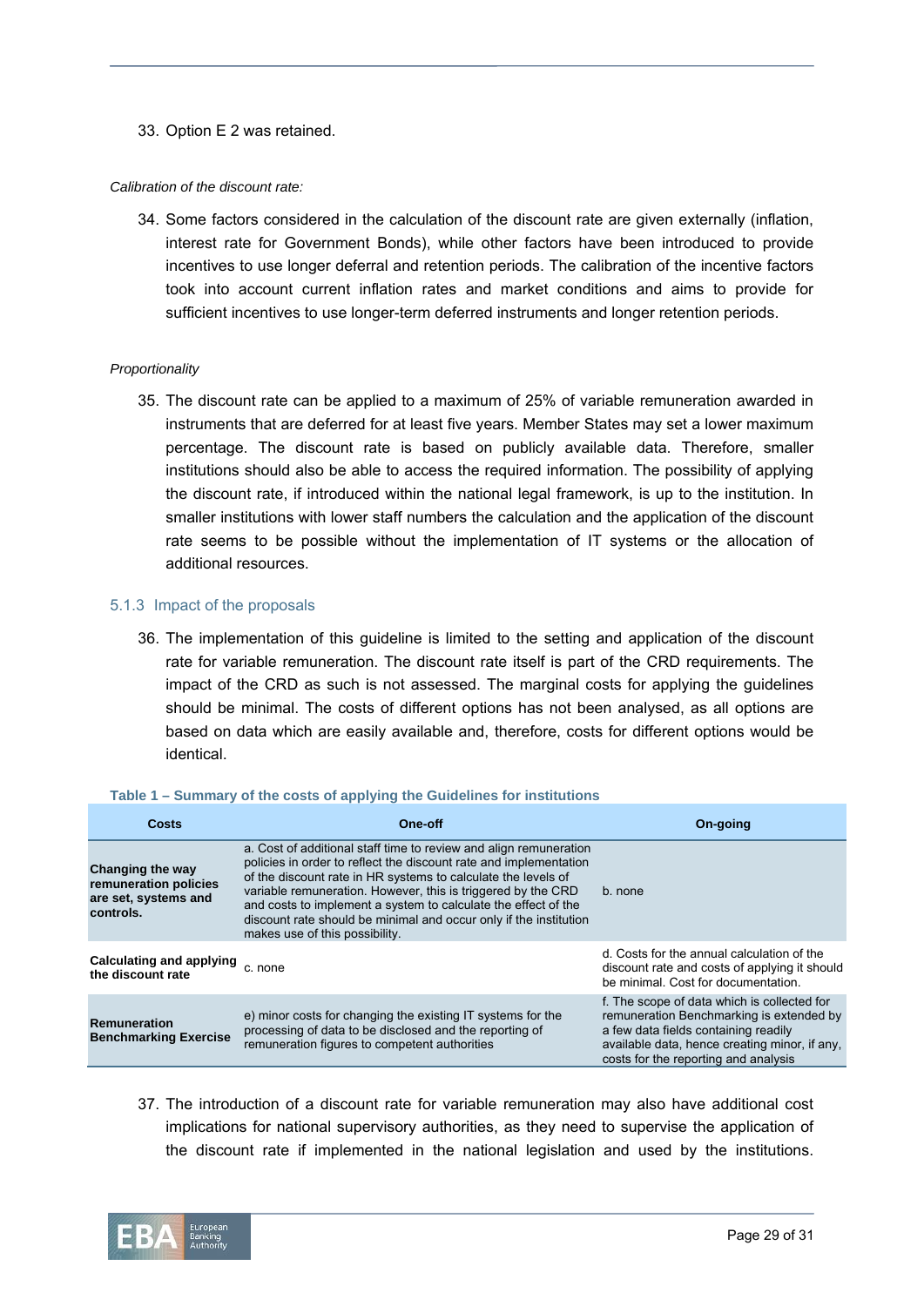33. Option E 2 was retained.

*Calibration of the discount rate:*

34. Some factors considered in the calculation of the discount rate are given externally (inflation, interest rate for Government Bonds), while other factors have been introduced to provide incentives to use longer deferral and retention periods. The calibration of the incentive factors took into account current inflation rates and market conditions and aims to provide for sufficient incentives to use longer-term deferred instruments and longer retention periods.

*Proportionality*

35. The discount rate can be applied to a maximum of 25% of variable remuneration awarded in instruments that are deferred for at least five years. Member States may set a lower maximum percentage. The discount rate is based on publicly available data. Therefore, smaller institutions should also be able to access the required information. The possibility of applying the discount rate, if introduced within the national legal framework, is up to the institution. In smaller institutions with lower staff numbers the calculation and the application of the discount rate seems to be possible without the implementation of IT systems or the allocation of additional resources.

### 5.1.3 Impact of the proposals

36. The implementation of this guideline is limited to the setting and application of the discount rate for variable remuneration. The discount rate itself is part of the CRD requirements. The impact of the CRD as such is not assessed. The marginal costs for applying the guidelines should be minimal. The costs of different options has not been analysed, as all options are based on data which are easily available and, therefore, costs for different options would be identical.

**Table 1 – Summary of the costs of applying the Guidelines for institutions**

| Costs | One-off | On-going |
|---|---|---|
| **Changing the way remuneration policies are set, systems and controls.** | a. Cost of additional staff time to review and align remuneration policies in order to reflect the discount rate and implementation of the discount rate in HR systems to calculate the levels of variable remuneration. However, this is triggered by the CRD and costs to implement a system to calculate the effect of the discount rate should be minimal and occur only if the institution makes use of this possibility. | b. none |
| **Calculating and applying the discount rate** | c. none | d. Costs for the annual calculation of the discount rate and costs of applying it should be minimal. Cost for documentation. |
| **Remuneration Benchmarking Exercise** | e) minor costs for changing the existing IT systems for the processing of data to be disclosed and the reporting of remuneration figures to competent authorities | f. The scope of data which is collected for remuneration Benchmarking is extended by a few data fields containing readily available data, hence creating minor, if any, costs for the reporting and analysis |

37. The introduction of a discount rate for variable remuneration may also have additional cost implications for national supervisory authorities, as they need to supervise the application of the discount rate if implemented in the national legislation and used by the institutions.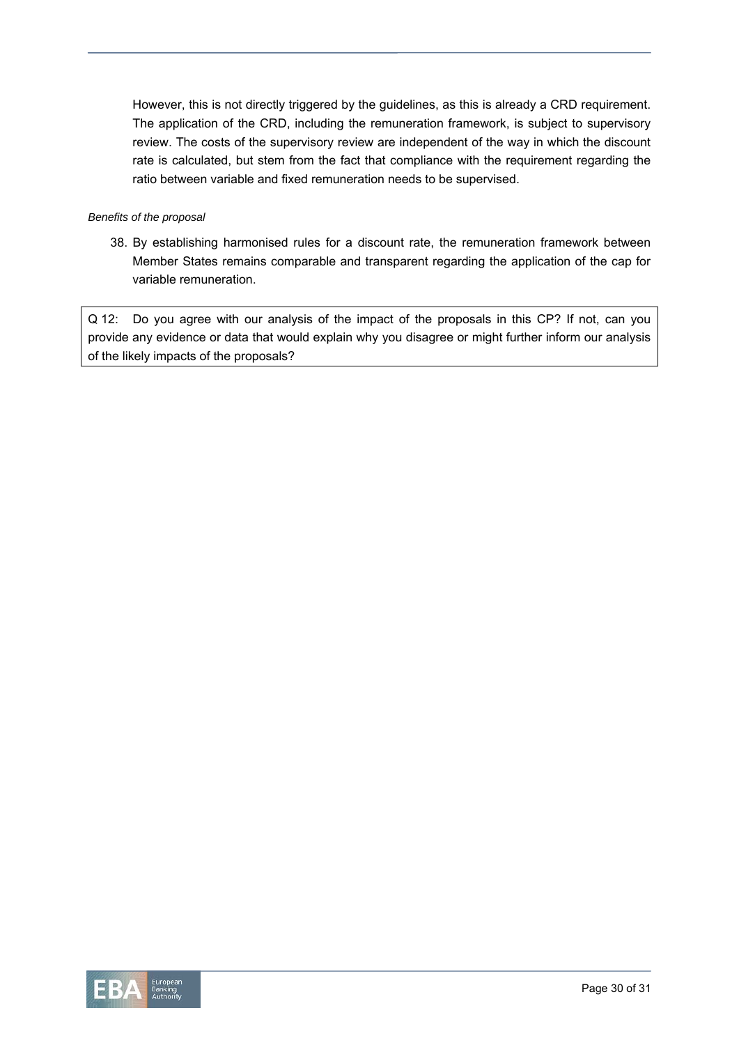However, this is not directly triggered by the guidelines, as this is already a CRD requirement. The application of the CRD, including the remuneration framework, is subject to supervisory review. The costs of the supervisory review are independent of the way in which the discount rate is calculated, but stem from the fact that compliance with the requirement regarding the ratio between variable and fixed remuneration needs to be supervised.

*Benefits of the proposal*

38. By establishing harmonised rules for a discount rate, the remuneration framework between Member States remains comparable and transparent regarding the application of the cap for variable remuneration.

Q 12: Do you agree with our analysis of the impact of the proposals in this CP? If not, can you provide any evidence or data that would explain why you disagree or might further inform our analysis of the likely impacts of the proposals?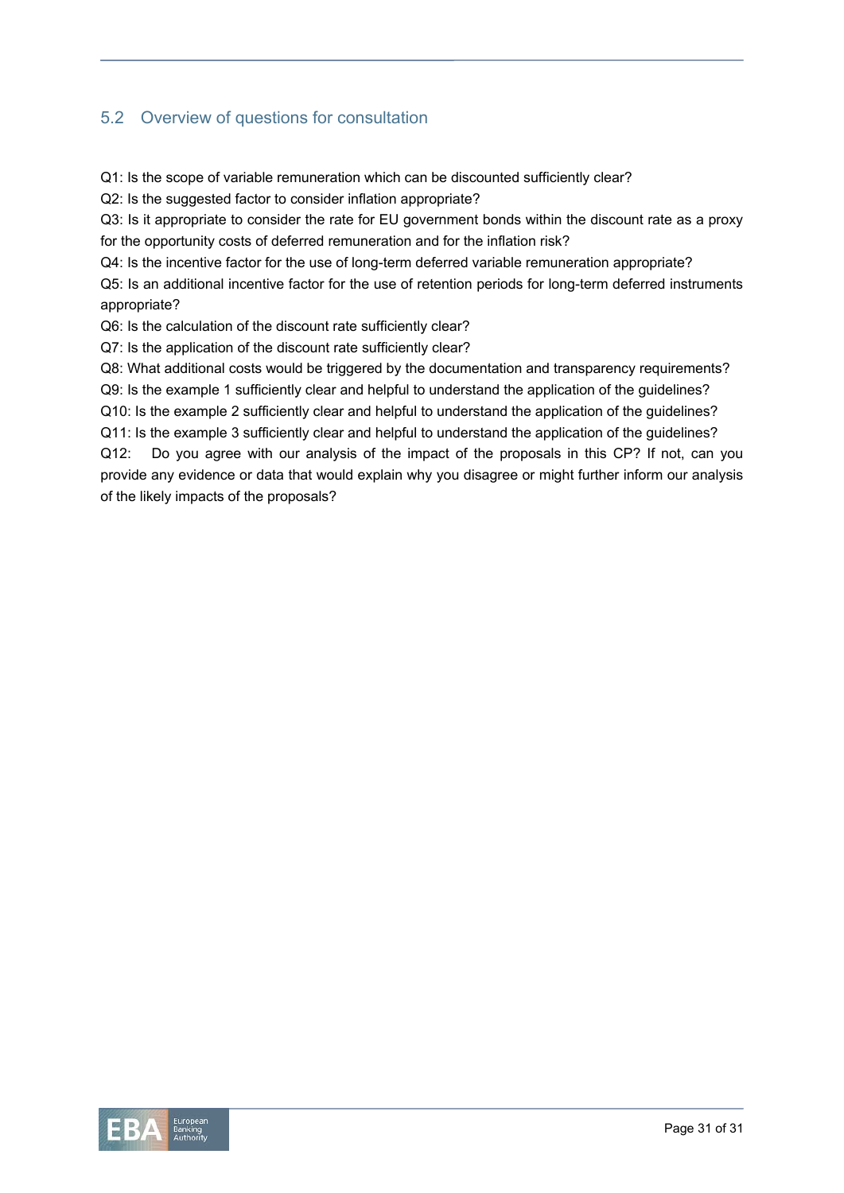## 5.2 Overview of questions for consultation

Q1: Is the scope of variable remuneration which can be discounted sufficiently clear?

Q2: Is the suggested factor to consider inflation appropriate?

Q3: Is it appropriate to consider the rate for EU government bonds within the discount rate as a proxy for the opportunity costs of deferred remuneration and for the inflation risk?

Q4: Is the incentive factor for the use of long-term deferred variable remuneration appropriate?

Q5: Is an additional incentive factor for the use of retention periods for long-term deferred instruments appropriate?

Q6: Is the calculation of the discount rate sufficiently clear?

Q7: Is the application of the discount rate sufficiently clear?

Q8: What additional costs would be triggered by the documentation and transparency requirements?

Q9: Is the example 1 sufficiently clear and helpful to understand the application of the guidelines?

Q10: Is the example 2 sufficiently clear and helpful to understand the application of the guidelines?

Q11: Is the example 3 sufficiently clear and helpful to understand the application of the guidelines?

Q12: Do you agree with our analysis of the impact of the proposals in this CP? If not, can you provide any evidence or data that would explain why you disagree or might further inform our analysis of the likely impacts of the proposals?